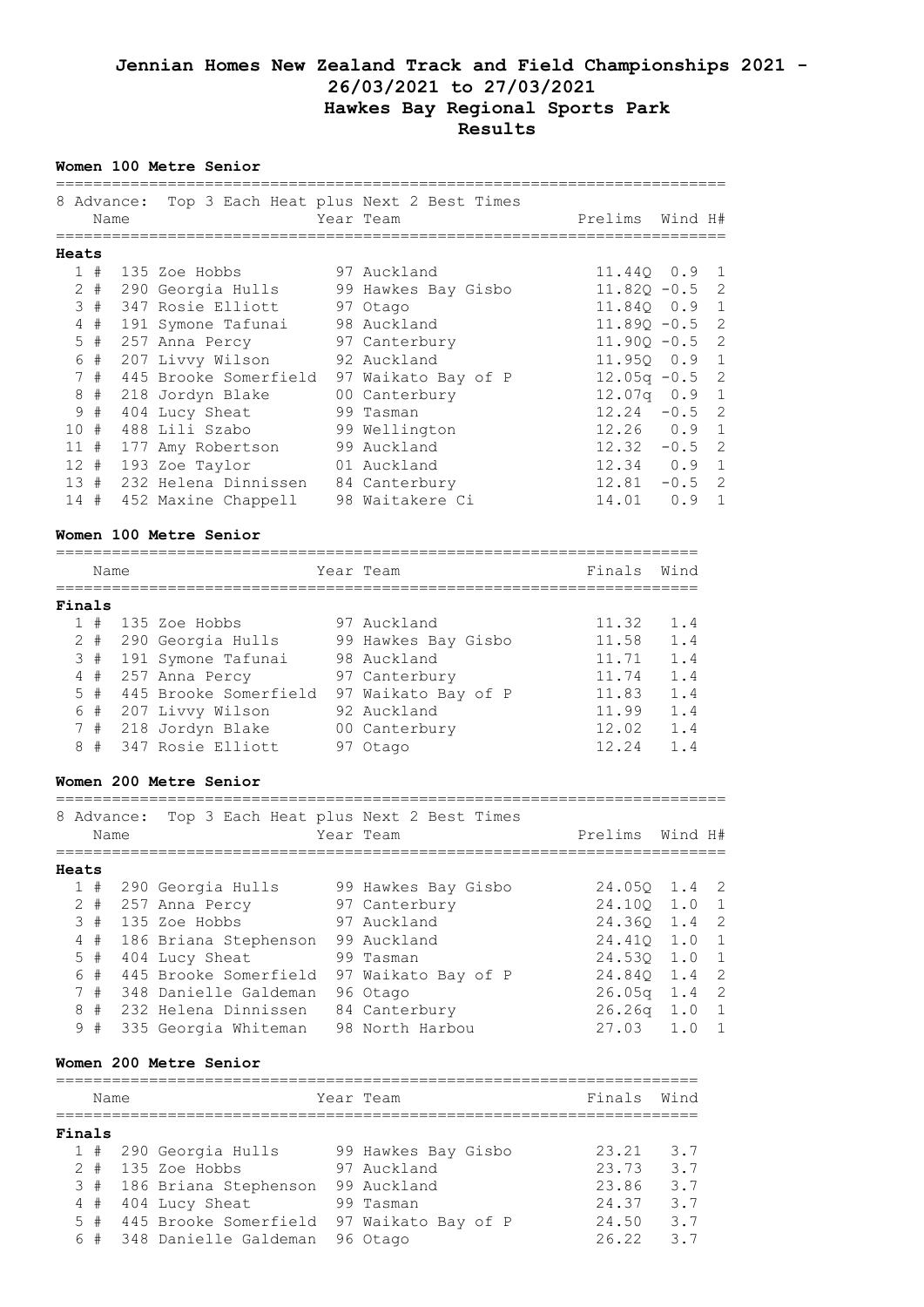# Jennian Homes New Zealand Track and Field Championships 2021 - 26/03/2021 to 27/03/2021

## Hawkes Bay Regional Sports Park

## Results

### Women 100 Metre Senior

8 Advance: Top 3 Each Heat plus Next 2 Best Times

**Heats**

| | | Name | Year | Team | Prelims | Wind | H# |
|---|---|---|---|---|---|---|---|
| 1 | # | 135 Zoe Hobbs | 97 | Auckland | 11.44Q | 0.9 | 1 |
| 2 | # | 290 Georgia Hulls | 99 | Hawkes Bay Gisbo | 11.82Q | -0.5 | 2 |
| 3 | # | 347 Rosie Elliott | 97 | Otago | 11.84Q | 0.9 | 1 |
| 4 | # | 191 Symone Tafunai | 98 | Auckland | 11.89Q | -0.5 | 2 |
| 5 | # | 257 Anna Percy | 97 | Canterbury | 11.90Q | -0.5 | 2 |
| 6 | # | 207 Livvy Wilson | 92 | Auckland | 11.95Q | 0.9 | 1 |
| 7 | # | 445 Brooke Somerfield | 97 | Waikato Bay of P | 12.05q | -0.5 | 2 |
| 8 | # | 218 Jordyn Blake | 00 | Canterbury | 12.07q | 0.9 | 1 |
| 9 | # | 404 Lucy Sheat | 99 | Tasman | 12.24 | -0.5 | 2 |
| 10 | # | 488 Lili Szabo | 99 | Wellington | 12.26 | 0.9 | 1 |
| 11 | # | 177 Amy Robertson | 99 | Auckland | 12.32 | -0.5 | 2 |
| 12 | # | 193 Zoe Taylor | 01 | Auckland | 12.34 | 0.9 | 1 |
| 13 | # | 232 Helena Dinnissen | 84 | Canterbury | 12.81 | -0.5 | 2 |
| 14 | # | 452 Maxine Chappell | 98 | Waitakere Ci | 14.01 | 0.9 | 1 |

### Women 100 Metre Senior

**Finals**

| | | Name | Year | Team | Finals | Wind |
|---|---|---|---|---|---|---|
| 1 | # | 135 Zoe Hobbs | 97 | Auckland | 11.32 | 1.4 |
| 2 | # | 290 Georgia Hulls | 99 | Hawkes Bay Gisbo | 11.58 | 1.4 |
| 3 | # | 191 Symone Tafunai | 98 | Auckland | 11.71 | 1.4 |
| 4 | # | 257 Anna Percy | 97 | Canterbury | 11.74 | 1.4 |
| 5 | # | 445 Brooke Somerfield | 97 | Waikato Bay of P | 11.83 | 1.4 |
| 6 | # | 207 Livvy Wilson | 92 | Auckland | 11.99 | 1.4 |
| 7 | # | 218 Jordyn Blake | 00 | Canterbury | 12.02 | 1.4 |
| 8 | # | 347 Rosie Elliott | 97 | Otago | 12.24 | 1.4 |

### Women 200 Metre Senior

8 Advance: Top 3 Each Heat plus Next 2 Best Times

**Heats**

| | | Name | Year | Team | Prelims | Wind | H# |
|---|---|---|---|---|---|---|---|
| 1 | # | 290 Georgia Hulls | 99 | Hawkes Bay Gisbo | 24.05Q | 1.4 | 2 |
| 2 | # | 257 Anna Percy | 97 | Canterbury | 24.10Q | 1.0 | 1 |
| 3 | # | 135 Zoe Hobbs | 97 | Auckland | 24.36Q | 1.4 | 2 |
| 4 | # | 186 Briana Stephenson | 99 | Auckland | 24.41Q | 1.0 | 1 |
| 5 | # | 404 Lucy Sheat | 99 | Tasman | 24.53Q | 1.0 | 1 |
| 6 | # | 445 Brooke Somerfield | 97 | Waikato Bay of P | 24.84Q | 1.4 | 2 |
| 7 | # | 348 Danielle Galdeman | 96 | Otago | 26.05q | 1.4 | 2 |
| 8 | # | 232 Helena Dinnissen | 84 | Canterbury | 26.26q | 1.0 | 1 |
| 9 | # | 335 Georgia Whiteman | 98 | North Harbou | 27.03 | 1.0 | 1 |

### Women 200 Metre Senior

**Finals**

| | | Name | Year | Team | Finals | Wind |
|---|---|---|---|---|---|---|
| 1 | # | 290 Georgia Hulls | 99 | Hawkes Bay Gisbo | 23.21 | 3.7 |
| 2 | # | 135 Zoe Hobbs | 97 | Auckland | 23.73 | 3.7 |
| 3 | # | 186 Briana Stephenson | 99 | Auckland | 23.86 | 3.7 |
| 4 | # | 404 Lucy Sheat | 99 | Tasman | 24.37 | 3.7 |
| 5 | # | 445 Brooke Somerfield | 97 | Waikato Bay of P | 24.50 | 3.7 |
| 6 | # | 348 Danielle Galdeman | 96 | Otago | 26.22 | 3.7 |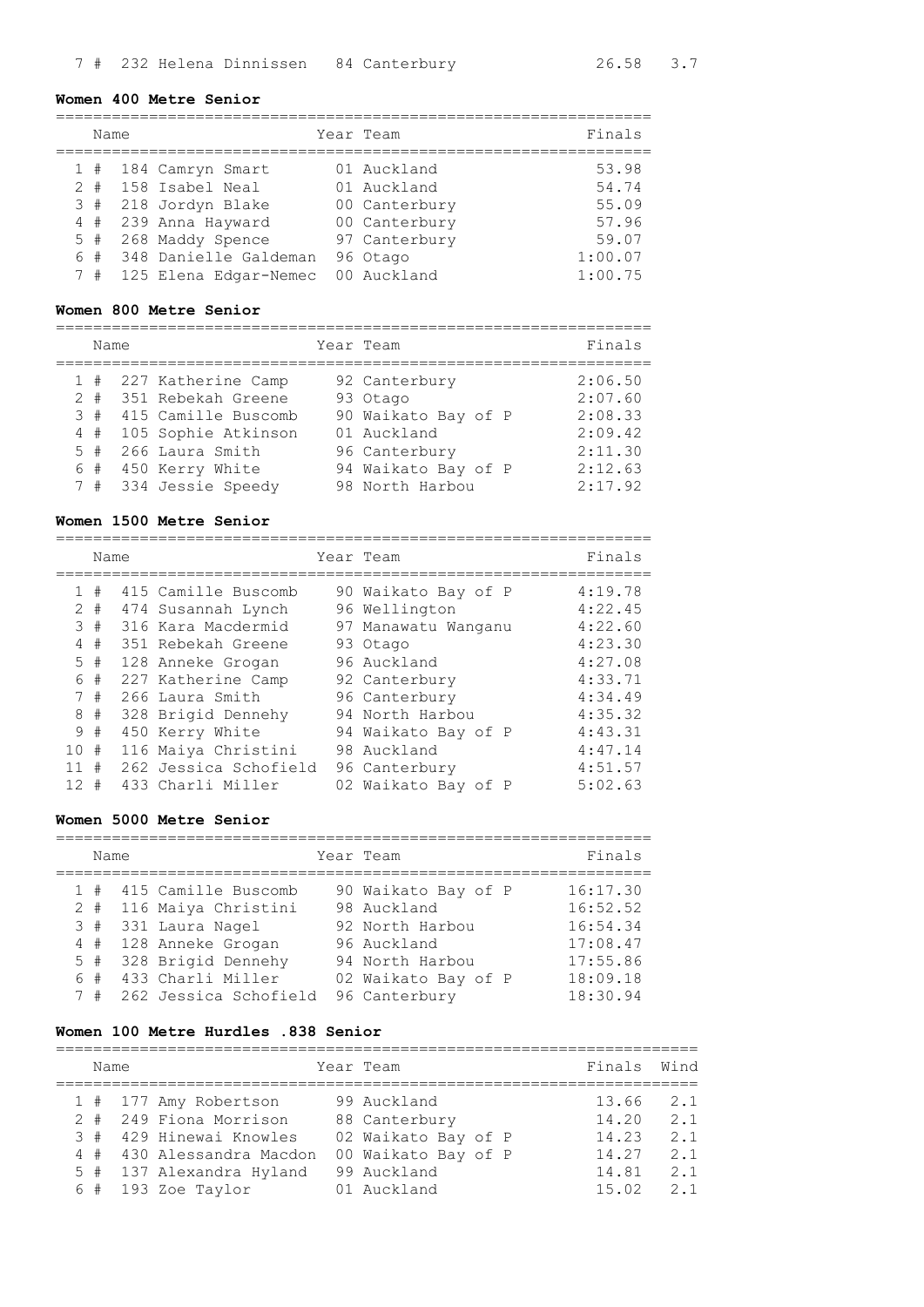| | | | Name | Year | Team | Finals | Wind |
|---|---|---|---|---|---|---|---|
| 7 | # | 232 | Helena Dinnissen | 84 | Canterbury | 26.58 | 3.7 |

**Women 400 Metre Senior**

| | | | Name | Year | Team | Finals |
|---|---|---|---|---|---|---|
| 1 | # | 184 | Camryn Smart | 01 | Auckland | 53.98 |
| 2 | # | 158 | Isabel Neal | 01 | Auckland | 54.74 |
| 3 | # | 218 | Jordyn Blake | 00 | Canterbury | 55.09 |
| 4 | # | 239 | Anna Hayward | 00 | Canterbury | 57.96 |
| 5 | # | 268 | Maddy Spence | 97 | Canterbury | 59.07 |
| 6 | # | 348 | Danielle Galdeman | 96 | Otago | 1:00.07 |
| 7 | # | 125 | Elena Edgar-Nemec | 00 | Auckland | 1:00.75 |

**Women 800 Metre Senior**

| | | | Name | Year | Team | Finals |
|---|---|---|---|---|---|---|
| 1 | # | 227 | Katherine Camp | 92 | Canterbury | 2:06.50 |
| 2 | # | 351 | Rebekah Greene | 93 | Otago | 2:07.60 |
| 3 | # | 415 | Camille Buscomb | 90 | Waikato Bay of P | 2:08.33 |
| 4 | # | 105 | Sophie Atkinson | 01 | Auckland | 2:09.42 |
| 5 | # | 266 | Laura Smith | 96 | Canterbury | 2:11.30 |
| 6 | # | 450 | Kerry White | 94 | Waikato Bay of P | 2:12.63 |
| 7 | # | 334 | Jessie Speedy | 98 | North Harbou | 2:17.92 |

**Women 1500 Metre Senior**

| | | | Name | Year | Team | Finals |
|---|---|---|---|---|---|---|
| 1 | # | 415 | Camille Buscomb | 90 | Waikato Bay of P | 4:19.78 |
| 2 | # | 474 | Susannah Lynch | 96 | Wellington | 4:22.45 |
| 3 | # | 316 | Kara Macdermid | 97 | Manawatu Wanganu | 4:22.60 |
| 4 | # | 351 | Rebekah Greene | 93 | Otago | 4:23.30 |
| 5 | # | 128 | Anneke Grogan | 96 | Auckland | 4:27.08 |
| 6 | # | 227 | Katherine Camp | 92 | Canterbury | 4:33.71 |
| 7 | # | 266 | Laura Smith | 96 | Canterbury | 4:34.49 |
| 8 | # | 328 | Brigid Dennehy | 94 | North Harbou | 4:35.32 |
| 9 | # | 450 | Kerry White | 94 | Waikato Bay of P | 4:43.31 |
| 10 | # | 116 | Maiya Christini | 98 | Auckland | 4:47.14 |
| 11 | # | 262 | Jessica Schofield | 96 | Canterbury | 4:51.57 |
| 12 | # | 433 | Charli Miller | 02 | Waikato Bay of P | 5:02.63 |

**Women 5000 Metre Senior**

| | | | Name | Year | Team | Finals |
|---|---|---|---|---|---|---|
| 1 | # | 415 | Camille Buscomb | 90 | Waikato Bay of P | 16:17.30 |
| 2 | # | 116 | Maiya Christini | 98 | Auckland | 16:52.52 |
| 3 | # | 331 | Laura Nagel | 92 | North Harbou | 16:54.34 |
| 4 | # | 128 | Anneke Grogan | 96 | Auckland | 17:08.47 |
| 5 | # | 328 | Brigid Dennehy | 94 | North Harbou | 17:55.86 |
| 6 | # | 433 | Charli Miller | 02 | Waikato Bay of P | 18:09.18 |
| 7 | # | 262 | Jessica Schofield | 96 | Canterbury | 18:30.94 |

**Women 100 Metre Hurdles .838 Senior**

| | | | Name | Year | Team | Finals | Wind |
|---|---|---|---|---|---|---|---|
| 1 | # | 177 | Amy Robertson | 99 | Auckland | 13.66 | 2.1 |
| 2 | # | 249 | Fiona Morrison | 88 | Canterbury | 14.20 | 2.1 |
| 3 | # | 429 | Hinewai Knowles | 02 | Waikato Bay of P | 14.23 | 2.1 |
| 4 | # | 430 | Alessandra Macdon | 00 | Waikato Bay of P | 14.27 | 2.1 |
| 5 | # | 137 | Alexandra Hyland | 99 | Auckland | 14.81 | 2.1 |
| 6 | # | 193 | Zoe Taylor | 01 | Auckland | 15.02 | 2.1 |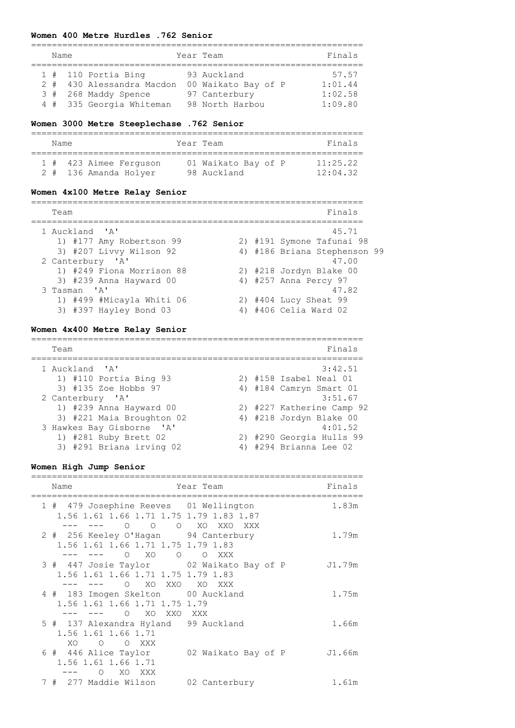### Women 400 Metre Hurdles .762 Senior

| | Name | Year | Team | Finals |
|---|---|---|---|---|
| 1 # | 110 Portia Bing | 93 | Auckland | 57.57 |
| 2 # | 430 Alessandra Macdon | 00 | Waikato Bay of P | 1:01.44 |
| 3 # | 268 Maddy Spence | 97 | Canterbury | 1:02.58 |
| 4 # | 335 Georgia Whiteman | 98 | North Harbou | 1:09.80 |

### Women 3000 Metre Steeplechase .762 Senior

| | Name | Year | Team | Finals |
|---|---|---|---|---|
| 1 # | 423 Aimee Ferguson | 01 | Waikato Bay of P | 11:25.22 |
| 2 # | 136 Amanda Holyer | 98 | Auckland | 12:04.32 |

### Women 4x100 Metre Relay Senior

| Team | | Finals |
|---|---|---|
| 1 Auckland 'A' | | 45.71 |
| 1) #177 Amy Robertson 99 | 2) #191 Symone Tafunai 98 | |
| 3) #207 Livvy Wilson 92 | 4) #186 Briana Stephenson 99 | |
| 2 Canterbury 'A' | | 47.00 |
| 1) #249 Fiona Morrison 88 | 2) #218 Jordyn Blake 00 | |
| 3) #239 Anna Hayward 00 | 4) #257 Anna Percy 97 | |
| 3 Tasman 'A' | | 47.82 |
| 1) #499 #Micayla Whiti 06 | 2) #404 Lucy Sheat 99 | |
| 3) #397 Hayley Bond 03 | 4) #406 Celia Ward 02 | |

### Women 4x400 Metre Relay Senior

| Team | | Finals |
|---|---|---|
| 1 Auckland 'A' | | 3:42.51 |
| 1) #110 Portia Bing 93 | 2) #158 Isabel Neal 01 | |
| 3) #135 Zoe Hobbs 97 | 4) #184 Camryn Smart 01 | |
| 2 Canterbury 'A' | | 3:51.67 |
| 1) #239 Anna Hayward 00 | 2) #227 Katherine Camp 92 | |
| 3) #221 Maia Broughton 02 | 4) #218 Jordyn Blake 00 | |
| 3 Hawkes Bay Gisborne 'A' | | 4:01.52 |
| 1) #281 Ruby Brett 02 | 2) #290 Georgia Hulls 99 | |
| 3) #291 Briana irving 02 | 4) #294 Brianna Lee 02 | |

### Women High Jump Senior

```
================================================================
    Name                     Year Team                    Finals
================================================================
  1 #  479 Josephine Reeves   01 Wellington                1.83m
     1.56 1.61 1.66 1.71 1.75 1.79 1.83 1.87
      ---  ---    O    O    O   XO  XXO  XXX
  2 #  256 Keeley O'Hagan     94 Canterbury                1.79m
     1.56 1.61 1.66 1.71 1.75 1.79 1.83
      ---  ---    O   XO    O    O  XXX
  3 #  447 Josie Taylor       02 Waikato Bay of P         J1.79m
     1.56 1.61 1.66 1.71 1.75 1.79 1.83
      ---  ---    O   XO  XXO   XO  XXX
  4 #  183 Imogen Skelton     00 Auckland                  1.75m
     1.56 1.61 1.66 1.71 1.75 1.79
      ---  ---    O   XO  XXO  XXX
  5 #  137 Alexandra Hyland   99 Auckland                  1.66m
     1.56 1.61 1.66 1.71
       XO    O    O  XXX
  6 #  446 Alice Taylor       02 Waikato Bay of P         J1.66m
     1.56 1.61 1.66 1.71
      ---    O   XO  XXX
  7 #  277 Maddie Wilson      02 Canterbury                1.61m
```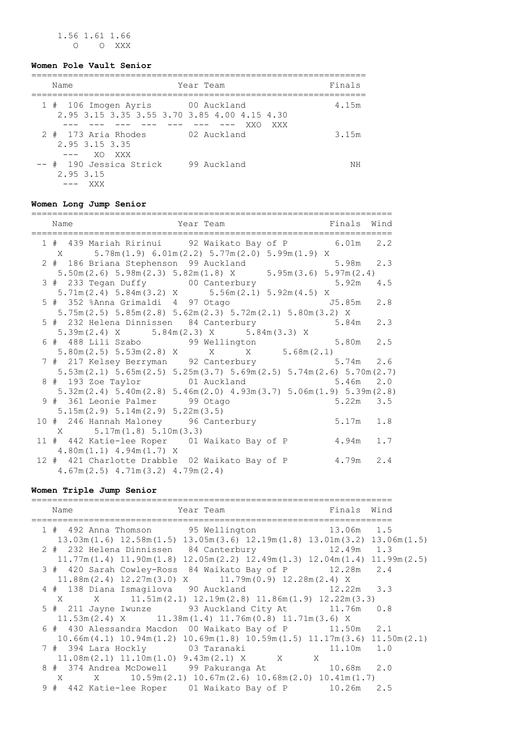```
    1.56 1.61 1.66
       O    O  XXX
```

### Women Pole Vault Senior

```
================================================================
    Name                    Year Team                    Finals
================================================================
  1 #  106 Imogen Ayris       00 Auckland               4.15m
     2.95 3.15 3.35 3.55 3.70 3.85 4.00 4.15 4.30
      ---  ---  ---  ---  ---  ---  ---  XXO  XXX
  2 #  173 Aria Rhodes        02 Auckland               3.15m
     2.95 3.15 3.35
      ---   XO  XXX
 -- #  190 Jessica Strick     99 Auckland                  NH
     2.95 3.15
      ---  XXX
```

### Women Long Jump Senior

```
=====================================================================
    Name                    Year Team                    Finals  Wind
=====================================================================
  1 #  439 Mariah Ririnui     92 Waikato Bay of P        6.01m   2.2
     X      5.78m(1.9) 6.01m(2.2) 5.77m(2.0) 5.99m(1.9) X
  2 #  186 Briana Stephenson  99 Auckland                5.98m   2.3
     5.50m(2.6) 5.98m(2.3) 5.82m(1.8) X      5.95m(3.6) 5.97m(2.4)
  3 #  233 Tegan Duffy        00 Canterbury              5.92m   4.5
     5.71m(2.4) 5.84m(3.2) X      5.56m(2.1) 5.92m(4.5) X
  5 #  352 %Anna Grimaldi  4  97 Otago                  J5.85m   2.8
     5.75m(2.5) 5.85m(2.8) 5.62m(2.3) 5.72m(2.1) 5.80m(3.2) X
  5 #  232 Helena Dinnissen   84 Canterbury              5.84m   2.3
     5.39m(2.4) X      5.84m(2.3) X      5.84m(3.3) X
  6 #  488 Lili Szabo         99 Wellington              5.80m   2.5
     5.80m(2.5) 5.53m(2.8) X      X      X      5.68m(2.1)
  7 #  217 Kelsey Berryman    92 Canterbury              5.74m   2.6
     5.53m(2.1) 5.65m(2.5) 5.25m(3.7) 5.69m(2.5) 5.74m(2.6) 5.70m(2.7)
  8 #  193 Zoe Taylor         01 Auckland                5.46m   2.0
     5.32m(2.4) 5.40m(2.8) 5.46m(2.0) 4.93m(3.7) 5.06m(1.9) 5.39m(2.8)
  9 #  361 Leonie Palmer      99 Otago                   5.22m   3.5
     5.15m(2.9) 5.14m(2.9) 5.22m(3.5)
 10 #  246 Hannah Maloney     96 Canterbury              5.17m   1.8
     X      5.17m(1.8) 5.10m(3.3)
 11 #  442 Katie-lee Roper    01 Waikato Bay of P        4.94m   1.7
     4.80m(1.1) 4.94m(1.7) X
 12 #  421 Charlotte Drabble  02 Waikato Bay of P        4.79m   2.4
     4.67m(2.5) 4.71m(3.2) 4.79m(2.4)
```

### Women Triple Jump Senior

```
=====================================================================
    Name                    Year Team                    Finals  Wind
=====================================================================
  1 #  492 Anna Thomson       95 Wellington             13.06m   1.5
     13.03m(1.6) 12.58m(1.5) 13.05m(3.6) 12.19m(1.8) 13.01m(3.2) 13.06m(1.5)
  2 #  232 Helena Dinnissen   84 Canterbury             12.49m   1.3
     11.77m(1.4) 11.90m(1.8) 12.05m(2.2) 12.49m(1.3) 12.04m(1.4) 11.99m(2.5)
  3 #  420 Sarah Cowley-Ross  84 Waikato Bay of P       12.28m   2.4
     11.88m(2.4) 12.27m(3.0) X      11.79m(0.9) 12.28m(2.4) X
  4 #  138 Diana Ismagilova   90 Auckland               12.22m   3.3
     X      X      11.51m(2.1) 12.19m(2.8) 11.86m(1.9) 12.22m(3.3)
  5 #  211 Jayne Iwunze       93 Auckland City At       11.76m   0.8
     11.53m(2.4) X      11.38m(1.4) 11.76m(0.8) 11.71m(3.6) X
  6 #  430 Alessandra Macdon  00 Waikato Bay of P       11.50m   2.1
     10.66m(4.1) 10.94m(1.2) 10.69m(1.8) 10.59m(1.5) 11.17m(3.6) 11.50m(2.1)
  7 #  394 Lara Hockly        03 Taranaki               11.10m   1.0
     11.08m(2.1) 11.10m(1.0) 9.43m(2.1) X      X      X
  8 #  374 Andrea McDowell    99 Pakuranga At           10.68m   2.0
     X      X      10.59m(2.1) 10.67m(2.6) 10.68m(2.0) 10.41m(1.7)
  9 #  442 Katie-lee Roper    01 Waikato Bay of P       10.26m   2.5
```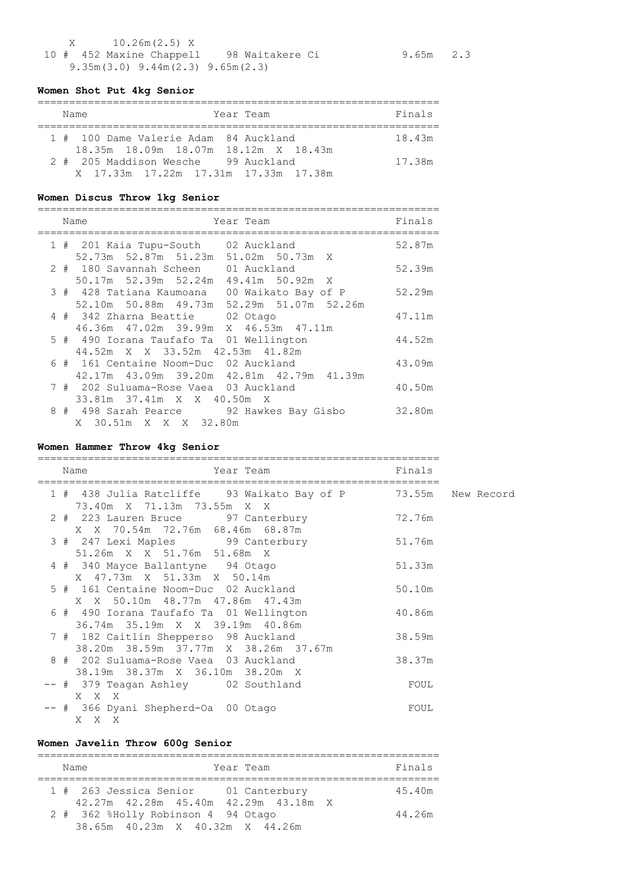X 10.26m(2.5) X

| Place | Name | Year | Team | Finals | Wind |
|---|---|---|---|---|---|
| 10 # | 452 Maxine Chappell | 98 | Waitakere Ci | 9.65m | 2.3 |
| | 9.35m(3.0) 9.44m(2.3) 9.65m(2.3) | | | | |

### Women Shot Put 4kg Senior

| Place | Name | Year | Team | Finals |
|---|---|---|---|---|
| 1 # | 100 Dame Valerie Adam | 84 | Auckland | 18.43m |
| | 18.35m 18.09m 18.07m 18.12m X 18.43m | | | |
| 2 # | 205 Maddison Wesche | 99 | Auckland | 17.38m |
| | X 17.33m 17.22m 17.31m 17.33m 17.38m | | | |

### Women Discus Throw 1kg Senior

| Place | Name | Year | Team | Finals |
|---|---|---|---|---|
| 1 # | 201 Kaia Tupu-South | 02 | Auckland | 52.87m |
| | 52.73m 52.87m 51.23m 51.02m 50.73m X | | | |
| 2 # | 180 Savannah Scheen | 01 | Auckland | 52.39m |
| | 50.17m 52.39m 52.24m 49.41m 50.92m X | | | |
| 3 # | 428 Tatiana Kaumoana | 00 | Waikato Bay of P | 52.29m |
| | 52.10m 50.88m 49.73m 52.29m 51.07m 52.26m | | | |
| 4 # | 342 Zharna Beattie | 02 | Otago | 47.11m |
| | 46.36m 47.02m 39.99m X 46.53m 47.11m | | | |
| 5 # | 490 Iorana Taufafo Ta | 01 | Wellington | 44.52m |
| | 44.52m X X 33.52m 42.53m 41.82m | | | |
| 6 # | 161 Centaine Noom-Duc | 02 | Auckland | 43.09m |
| | 42.17m 43.09m 39.20m 42.81m 42.79m 41.39m | | | |
| 7 # | 202 Suluama-Rose Vaea | 03 | Auckland | 40.50m |
| | 33.81m 37.41m X X 40.50m X | | | |
| 8 # | 498 Sarah Pearce | 92 | Hawkes Bay Gisbo | 32.80m |
| | X 30.51m X X X 32.80m | | | |

### Women Hammer Throw 4kg Senior

| Place | Name | Year | Team | Finals | |
|---|---|---|---|---|---|
| 1 # | 438 Julia Ratcliffe | 93 | Waikato Bay of P | 73.55m | New Record |
| | 73.40m X 71.13m 73.55m X X | | | | |
| 2 # | 223 Lauren Bruce | 97 | Canterbury | 72.76m | |
| | X X 70.54m 72.76m 68.46m 68.87m | | | | |
| 3 # | 247 Lexi Maples | 99 | Canterbury | 51.76m | |
| | 51.26m X X 51.76m 51.68m X | | | | |
| 4 # | 340 Mayce Ballantyne | 94 | Otago | 51.33m | |
| | X 47.73m X 51.33m X 50.14m | | | | |
| 5 # | 161 Centaine Noom-Duc | 02 | Auckland | 50.10m | |
| | X X 50.10m 48.77m 47.86m 47.43m | | | | |
| 6 # | 490 Iorana Taufafo Ta | 01 | Wellington | 40.86m | |
| | 36.74m 35.19m X X 39.19m 40.86m | | | | |
| 7 # | 182 Caitlin Shepperso | 98 | Auckland | 38.59m | |
| | 38.20m 38.59m 37.77m X 38.26m 37.67m | | | | |
| 8 # | 202 Suluama-Rose Vaea | 03 | Auckland | 38.37m | |
| | 38.19m 38.37m X 36.10m 38.20m X | | | | |
| -- # | 379 Teagan Ashley | 02 | Southland | FOUL | |
| | X X X | | | | |
| -- # | 366 Dyani Shepherd-Oa | 00 | Otago | FOUL | |
| | X X X | | | | |

### Women Javelin Throw 600g Senior

| Place | Name | Year | Team | Finals |
|---|---|---|---|---|
| 1 # | 263 Jessica Senior | 01 | Canterbury | 45.40m |
| | 42.27m 42.28m 45.40m 42.29m 43.18m X | | | |
| 2 # | 362 %Holly Robinson 4 | 94 | Otago | 44.26m |
| | 38.65m 40.23m X 40.32m X 44.26m | | | |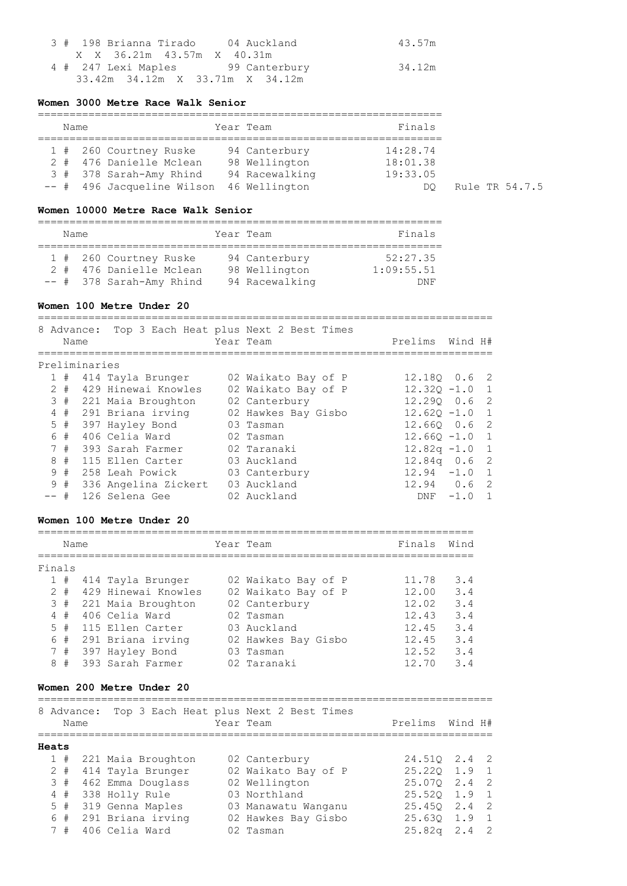| Place | # | No. | Name | Year | Team | Finals |
|---|---|---|---|---|---|---|
| 3 | # | 198 | Brianna Tirado | 04 | Auckland | 43.57m |
| | | | X X 36.21m 43.57m X 40.31m | | | |
| 4 | # | 247 | Lexi Maples | 99 | Canterbury | 34.12m |
| | | | 33.42m 34.12m X 33.71m X 34.12m | | | |

### Women 3000 Metre Race Walk Senior

| Place | # | No. | Name | Year | Team | Finals | |
|---|---|---|---|---|---|---|---|
| 1 | # | 260 | Courtney Ruske | 94 | Canterbury | 14:28.74 | |
| 2 | # | 476 | Danielle Mclean | 98 | Wellington | 18:01.38 | |
| 3 | # | 378 | Sarah-Amy Rhind | 94 | Racewalking | 19:33.05 | |
| -- | # | 496 | Jacqueline Wilson | 46 | Wellington | DQ | Rule TR 54.7.5 |

### Women 10000 Metre Race Walk Senior

| Place | # | No. | Name | Year | Team | Finals |
|---|---|---|---|---|---|---|
| 1 | # | 260 | Courtney Ruske | 94 | Canterbury | 52:27.35 |
| 2 | # | 476 | Danielle Mclean | 98 | Wellington | 1:09:55.51 |
| -- | # | 378 | Sarah-Amy Rhind | 94 | Racewalking | DNF |

### Women 100 Metre Under 20

8 Advance: Top 3 Each Heat plus Next 2 Best Times

Preliminaries

| Place | # | No. | Name | Year | Team | Prelims | Wind | H# |
|---|---|---|---|---|---|---|---|---|
| 1 | # | 414 | Tayla Brunger | 02 | Waikato Bay of P | 12.18Q | 0.6 | 2 |
| 2 | # | 429 | Hinewai Knowles | 02 | Waikato Bay of P | 12.32Q | -1.0 | 1 |
| 3 | # | 221 | Maia Broughton | 02 | Canterbury | 12.29Q | 0.6 | 2 |
| 4 | # | 291 | Briana irving | 02 | Hawkes Bay Gisbo | 12.62Q | -1.0 | 1 |
| 5 | # | 397 | Hayley Bond | 03 | Tasman | 12.66Q | 0.6 | 2 |
| 6 | # | 406 | Celia Ward | 02 | Tasman | 12.66Q | -1.0 | 1 |
| 7 | # | 393 | Sarah Farmer | 02 | Taranaki | 12.82q | -1.0 | 1 |
| 8 | # | 115 | Ellen Carter | 03 | Auckland | 12.84q | 0.6 | 2 |
| 9 | # | 258 | Leah Powick | 03 | Canterbury | 12.94 | -1.0 | 1 |
| 9 | # | 336 | Angelina Zickert | 03 | Auckland | 12.94 | 0.6 | 2 |
| -- | # | 126 | Selena Gee | 02 | Auckland | DNF | -1.0 | 1 |

### Women 100 Metre Under 20

Finals

| Place | # | No. | Name | Year | Team | Finals | Wind |
|---|---|---|---|---|---|---|---|
| 1 | # | 414 | Tayla Brunger | 02 | Waikato Bay of P | 11.78 | 3.4 |
| 2 | # | 429 | Hinewai Knowles | 02 | Waikato Bay of P | 12.00 | 3.4 |
| 3 | # | 221 | Maia Broughton | 02 | Canterbury | 12.02 | 3.4 |
| 4 | # | 406 | Celia Ward | 02 | Tasman | 12.43 | 3.4 |
| 5 | # | 115 | Ellen Carter | 03 | Auckland | 12.45 | 3.4 |
| 6 | # | 291 | Briana irving | 02 | Hawkes Bay Gisbo | 12.45 | 3.4 |
| 7 | # | 397 | Hayley Bond | 03 | Tasman | 12.52 | 3.4 |
| 8 | # | 393 | Sarah Farmer | 02 | Taranaki | 12.70 | 3.4 |

### Women 200 Metre Under 20

8 Advance: Top 3 Each Heat plus Next 2 Best Times

**Heats**

| Place | # | No. | Name | Year | Team | Prelims | Wind | H# |
|---|---|---|---|---|---|---|---|---|
| 1 | # | 221 | Maia Broughton | 02 | Canterbury | 24.51Q | 2.4 | 2 |
| 2 | # | 414 | Tayla Brunger | 02 | Waikato Bay of P | 25.22Q | 1.9 | 1 |
| 3 | # | 462 | Emma Douglass | 02 | Wellington | 25.07Q | 2.4 | 2 |
| 4 | # | 338 | Holly Rule | 03 | Northland | 25.52Q | 1.9 | 1 |
| 5 | # | 319 | Genna Maples | 03 | Manawatu Wanganu | 25.45Q | 2.4 | 2 |
| 6 | # | 291 | Briana irving | 02 | Hawkes Bay Gisbo | 25.63Q | 1.9 | 1 |
| 7 | # | 406 | Celia Ward | 02 | Tasman | 25.82q | 2.4 | 2 |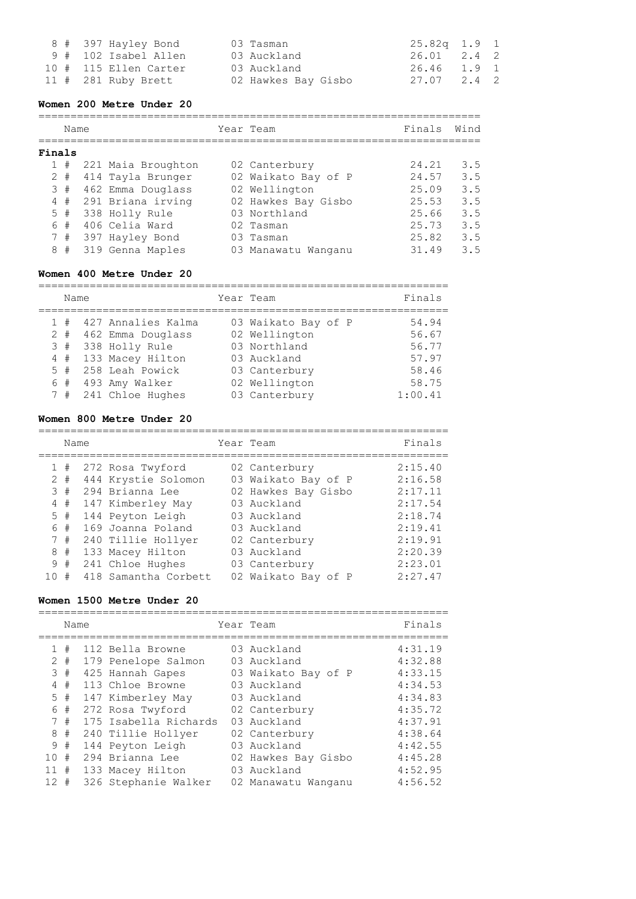| Place | Name | Year | Team | Finals | Wind | Heat |
|---|---|---|---|---|---|---|
| 8 # | 397 Hayley Bond | 03 | Tasman | 25.82q | 1.9 | 1 |
| 9 # | 102 Isabel Allen | 03 | Auckland | 26.01 | 2.4 | 2 |
| 10 # | 115 Ellen Carter | 03 | Auckland | 26.46 | 1.9 | 1 |
| 11 # | 281 Ruby Brett | 02 | Hawkes Bay Gisbo | 27.07 | 2.4 | 2 |

## Women 200 Metre Under 20

**Finals**

| Place | Name | Year | Team | Finals | Wind |
|---|---|---|---|---|---|
| 1 # | 221 Maia Broughton | 02 | Canterbury | 24.21 | 3.5 |
| 2 # | 414 Tayla Brunger | 02 | Waikato Bay of P | 24.57 | 3.5 |
| 3 # | 462 Emma Douglass | 02 | Wellington | 25.09 | 3.5 |
| 4 # | 291 Briana irving | 02 | Hawkes Bay Gisbo | 25.53 | 3.5 |
| 5 # | 338 Holly Rule | 03 | Northland | 25.66 | 3.5 |
| 6 # | 406 Celia Ward | 02 | Tasman | 25.73 | 3.5 |
| 7 # | 397 Hayley Bond | 03 | Tasman | 25.82 | 3.5 |
| 8 # | 319 Genna Maples | 03 | Manawatu Wanganu | 31.49 | 3.5 |

## Women 400 Metre Under 20

| Place | Name | Year | Team | Finals |
|---|---|---|---|---|
| 1 # | 427 Annalies Kalma | 03 | Waikato Bay of P | 54.94 |
| 2 # | 462 Emma Douglass | 02 | Wellington | 56.67 |
| 3 # | 338 Holly Rule | 03 | Northland | 56.77 |
| 4 # | 133 Macey Hilton | 03 | Auckland | 57.97 |
| 5 # | 258 Leah Powick | 03 | Canterbury | 58.46 |
| 6 # | 493 Amy Walker | 02 | Wellington | 58.75 |
| 7 # | 241 Chloe Hughes | 03 | Canterbury | 1:00.41 |

## Women 800 Metre Under 20

| Place | Name | Year | Team | Finals |
|---|---|---|---|---|
| 1 # | 272 Rosa Twyford | 02 | Canterbury | 2:15.40 |
| 2 # | 444 Krystie Solomon | 03 | Waikato Bay of P | 2:16.58 |
| 3 # | 294 Brianna Lee | 02 | Hawkes Bay Gisbo | 2:17.11 |
| 4 # | 147 Kimberley May | 03 | Auckland | 2:17.54 |
| 5 # | 144 Peyton Leigh | 03 | Auckland | 2:18.74 |
| 6 # | 169 Joanna Poland | 03 | Auckland | 2:19.41 |
| 7 # | 240 Tillie Hollyer | 02 | Canterbury | 2:19.91 |
| 8 # | 133 Macey Hilton | 03 | Auckland | 2:20.39 |
| 9 # | 241 Chloe Hughes | 03 | Canterbury | 2:23.01 |
| 10 # | 418 Samantha Corbett | 02 | Waikato Bay of P | 2:27.47 |

## Women 1500 Metre Under 20

| Place | Name | Year | Team | Finals |
|---|---|---|---|---|
| 1 # | 112 Bella Browne | 03 | Auckland | 4:31.19 |
| 2 # | 179 Penelope Salmon | 03 | Auckland | 4:32.88 |
| 3 # | 425 Hannah Gapes | 03 | Waikato Bay of P | 4:33.15 |
| 4 # | 113 Chloe Browne | 03 | Auckland | 4:34.53 |
| 5 # | 147 Kimberley May | 03 | Auckland | 4:34.83 |
| 6 # | 272 Rosa Twyford | 02 | Canterbury | 4:35.72 |
| 7 # | 175 Isabella Richards | 03 | Auckland | 4:37.91 |
| 8 # | 240 Tillie Hollyer | 02 | Canterbury | 4:38.64 |
| 9 # | 144 Peyton Leigh | 03 | Auckland | 4:42.55 |
| 10 # | 294 Brianna Lee | 02 | Hawkes Bay Gisbo | 4:45.28 |
| 11 # | 133 Macey Hilton | 03 | Auckland | 4:52.95 |
| 12 # | 326 Stephanie Walker | 02 | Manawatu Wanganu | 4:56.52 |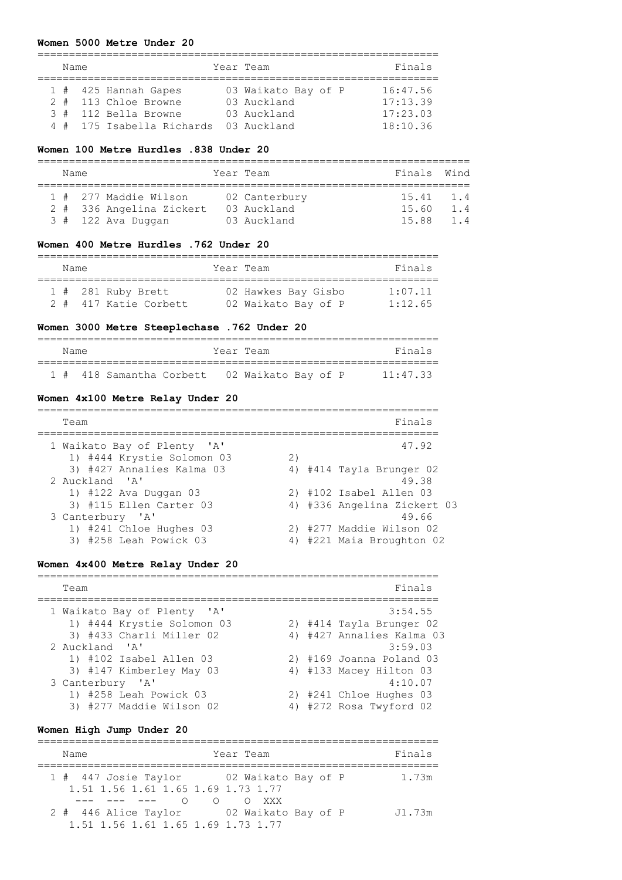**Women 5000 Metre Under 20**

| | Name | Year | Team | Finals |
|---|---|---|---|---|
| 1 # | 425 Hannah Gapes | 03 | Waikato Bay of P | 16:47.56 |
| 2 # | 113 Chloe Browne | 03 | Auckland | 17:13.39 |
| 3 # | 112 Bella Browne | 03 | Auckland | 17:23.03 |
| 4 # | 175 Isabella Richards | 03 | Auckland | 18:10.36 |

**Women 100 Metre Hurdles .838 Under 20**

| | Name | Year | Team | Finals | Wind |
|---|---|---|---|---|---|
| 1 # | 277 Maddie Wilson | 02 | Canterbury | 15.41 | 1.4 |
| 2 # | 336 Angelina Zickert | 03 | Auckland | 15.60 | 1.4 |
| 3 # | 122 Ava Duggan | 03 | Auckland | 15.88 | 1.4 |

**Women 400 Metre Hurdles .762 Under 20**

| | Name | Year | Team | Finals |
|---|---|---|---|---|
| 1 # | 281 Ruby Brett | 02 | Hawkes Bay Gisbo | 1:07.11 |
| 2 # | 417 Katie Corbett | 02 | Waikato Bay of P | 1:12.65 |

**Women 3000 Metre Steeplechase .762 Under 20**

| | Name | Year | Team | Finals |
|---|---|---|---|---|
| 1 # | 418 Samantha Corbett | 02 | Waikato Bay of P | 11:47.33 |

**Women 4x100 Metre Relay Under 20**

| Team | | Finals |
|---|---|---|
| 1 Waikato Bay of Plenty 'A' | | 47.92 |
| 1) #444 Krystie Solomon 03 | 2) | |
| 3) #427 Annalies Kalma 03 | 4) #414 Tayla Brunger 02 | |
| 2 Auckland 'A' | | 49.38 |
| 1) #122 Ava Duggan 03 | 2) #102 Isabel Allen 03 | |
| 3) #115 Ellen Carter 03 | 4) #336 Angelina Zickert 03 | |
| 3 Canterbury 'A' | | 49.66 |
| 1) #241 Chloe Hughes 03 | 2) #277 Maddie Wilson 02 | |
| 3) #258 Leah Powick 03 | 4) #221 Maia Broughton 02 | |

**Women 4x400 Metre Relay Under 20**

| Team | | Finals |
|---|---|---|
| 1 Waikato Bay of Plenty 'A' | | 3:54.55 |
| 1) #444 Krystie Solomon 03 | 2) #414 Tayla Brunger 02 | |
| 3) #433 Charli Miller 02 | 4) #427 Annalies Kalma 03 | |
| 2 Auckland 'A' | | 3:59.03 |
| 1) #102 Isabel Allen 03 | 2) #169 Joanna Poland 03 | |
| 3) #147 Kimberley May 03 | 4) #133 Macey Hilton 03 | |
| 3 Canterbury 'A' | | 4:10.07 |
| 1) #258 Leah Powick 03 | 2) #241 Chloe Hughes 03 | |
| 3) #277 Maddie Wilson 02 | 4) #272 Rosa Twyford 02 | |

**Women High Jump Under 20**

| | Name | Year | Team | Finals |
|---|---|---|---|---|
| 1 # | 447 Josie Taylor | 02 | Waikato Bay of P | 1.73m |
| | 1.51 1.56 1.61 1.65 1.69 1.73 1.77 | | | |
| | --- --- --- O O O XXX | | | |
| 2 # | 446 Alice Taylor | 02 | Waikato Bay of P | J1.73m |
| | 1.51 1.56 1.61 1.65 1.69 1.73 1.77 | | | |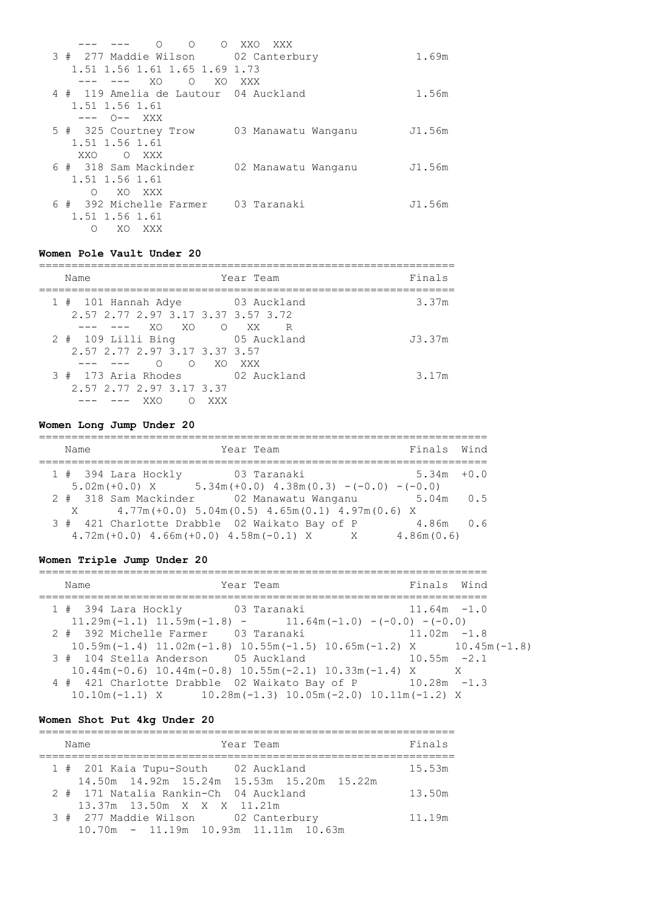```
    --- ---    O    O    O  XXO  XXX
  3 # 277 Maddie Wilson      02 Canterbury               1.69m
     1.51 1.56 1.61 1.65 1.69 1.73
     --- ---  XO    O   XO  XXX
  4 # 119 Amelia de Lautour  04 Auckland                 1.56m
     1.51 1.56 1.61
     --- O-- XXX
  5 # 325 Courtney Trow      03 Manawatu Wanganu        J1.56m
     1.51 1.56 1.61
     XXO    O  XXX
  6 # 318 Sam Mackinder      02 Manawatu Wanganu        J1.56m
     1.51 1.56 1.61
       O   XO  XXX
  6 # 392 Michelle Farmer    03 Taranaki                J1.56m
     1.51 1.56 1.61
       O   XO  XXX
```

**Women Pole Vault Under 20**

```
================================================================
    Name                    Year Team                    Finals
================================================================
  1 # 101 Hannah Adye        03 Auckland                  3.37m
     2.57 2.77 2.97 3.17 3.37 3.57 3.72
     --- ---  XO   XO    O   XX    R
  2 # 109 Lilli Bing         05 Auckland                 J3.37m
     2.57 2.77 2.97 3.17 3.37 3.57
     --- ---    O    O   XO  XXX
  3 # 173 Aria Rhodes        02 Auckland                  3.17m
     2.57 2.77 2.97 3.17 3.37
     --- ---  XXO    O  XXX
```

**Women Long Jump Under 20**

```
=====================================================================
    Name                    Year Team                    Finals  Wind
=====================================================================
  1 # 394 Lara Hockly        03 Taranaki                  5.34m  +0.0
     5.02m(+0.0) X      5.34m(+0.0) 4.38m(0.3) -(-0.0) -(-0.0)
  2 # 318 Sam Mackinder      02 Manawatu Wanganu          5.04m   0.5
     X      4.77m(+0.0) 5.04m(0.5) 4.65m(0.1) 4.97m(0.6) X
  3 # 421 Charlotte Drabble  02 Waikato Bay of P          4.86m   0.6
     4.72m(+0.0) 4.66m(+0.0) 4.58m(-0.1) X      X      4.86m(0.6)
```

**Women Triple Jump Under 20**

```
=====================================================================
    Name                    Year Team                    Finals  Wind
=====================================================================
  1 # 394 Lara Hockly        03 Taranaki                 11.64m  -1.0
     11.29m(-1.1) 11.59m(-1.8) -      11.64m(-1.0) -(-0.0) -(-0.0)
  2 # 392 Michelle Farmer    03 Taranaki                 11.02m  -1.8
     10.59m(-1.4) 11.02m(-1.8) 10.55m(-1.5) 10.65m(-1.2) X      10.45m(-1.8)
  3 # 104 Stella Anderson    05 Auckland                 10.55m  -2.1
     10.44m(-0.6) 10.44m(-0.8) 10.55m(-2.1) 10.33m(-1.4) X      X
  4 # 421 Charlotte Drabble  02 Waikato Bay of P         10.28m  -1.3
     10.10m(-1.1) X      10.28m(-1.3) 10.05m(-2.0) 10.11m(-1.2) X
```

**Women Shot Put 4kg Under 20**

```
================================================================
    Name                    Year Team                    Finals
================================================================
  1 # 201 Kaia Tupu-South    02 Auckland                 15.53m
     14.50m  14.92m  15.24m  15.53m  15.20m  15.22m
  2 # 171 Natalia Rankin-Ch  04 Auckland                 13.50m
     13.37m  13.50m  X  X  X  11.21m
  3 # 277 Maddie Wilson      02 Canterbury               11.19m
     10.70m  -  11.19m  10.93m  11.11m  10.63m
```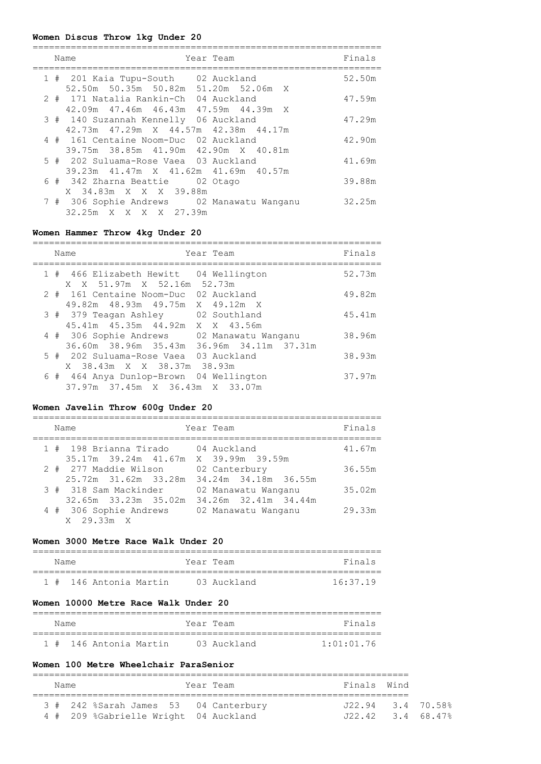**Women Discus Throw 1kg Under 20**

| Name | Year | Team | Finals |
|---|---|---|---|
| 1 # 201 Kaia Tupu-South | 02 | Auckland | 52.50m |
| 52.50m 50.35m 50.82m 51.20m 52.06m X | | | |
| 2 # 171 Natalia Rankin-Ch | 04 | Auckland | 47.59m |
| 42.09m 47.46m 46.43m 47.59m 44.39m X | | | |
| 3 # 140 Suzannah Kennelly | 06 | Auckland | 47.29m |
| 42.73m 47.29m X 44.57m 42.38m 44.17m | | | |
| 4 # 161 Centaine Noom-Duc | 02 | Auckland | 42.90m |
| 39.75m 38.85m 41.90m 42.90m X 40.81m | | | |
| 5 # 202 Suluama-Rose Vaea | 03 | Auckland | 41.69m |
| 39.23m 41.47m X 41.62m 41.69m 40.57m | | | |
| 6 # 342 Zharna Beattie | 02 | Otago | 39.88m |
| X 34.83m X X X 39.88m | | | |
| 7 # 306 Sophie Andrews | 02 | Manawatu Wanganu | 32.25m |
| 32.25m X X X X 27.39m | | | |

**Women Hammer Throw 4kg Under 20**

| Name | Year | Team | Finals |
|---|---|---|---|
| 1 # 466 Elizabeth Hewitt | 04 | Wellington | 52.73m |
| X X 51.97m X 52.16m 52.73m | | | |
| 2 # 161 Centaine Noom-Duc | 02 | Auckland | 49.82m |
| 49.82m 48.93m 49.75m X 49.12m X | | | |
| 3 # 379 Teagan Ashley | 02 | Southland | 45.41m |
| 45.41m 45.35m 44.92m X X 43.56m | | | |
| 4 # 306 Sophie Andrews | 02 | Manawatu Wanganu | 38.96m |
| 36.60m 38.96m 35.43m 36.96m 34.11m 37.31m | | | |
| 5 # 202 Suluama-Rose Vaea | 03 | Auckland | 38.93m |
| X 38.43m X X 38.37m 38.93m | | | |
| 6 # 464 Anya Dunlop-Brown | 04 | Wellington | 37.97m |
| 37.97m 37.45m X 36.43m X 33.07m | | | |

**Women Javelin Throw 600g Under 20**

| Name | Year | Team | Finals |
|---|---|---|---|
| 1 # 198 Brianna Tirado | 04 | Auckland | 41.67m |
| 35.17m 39.24m 41.67m X 39.99m 39.59m | | | |
| 2 # 277 Maddie Wilson | 02 | Canterbury | 36.55m |
| 25.72m 31.62m 33.28m 34.24m 34.18m 36.55m | | | |
| 3 # 318 Sam Mackinder | 02 | Manawatu Wanganu | 35.02m |
| 32.65m 33.23m 35.02m 34.26m 32.41m 34.44m | | | |
| 4 # 306 Sophie Andrews | 02 | Manawatu Wanganu | 29.33m |
| X 29.33m X | | | |

**Women 3000 Metre Race Walk Under 20**

| Name | Year | Team | Finals |
|---|---|---|---|
| 1 # 146 Antonia Martin | 03 | Auckland | 16:37.19 |

**Women 10000 Metre Race Walk Under 20**

| Name | Year | Team | Finals |
|---|---|---|---|
| 1 # 146 Antonia Martin | 03 | Auckland | 1:01:01.76 |

**Women 100 Metre Wheelchair ParaSenior**

| Name | Year | Team | Finals | Wind | |
|---|---|---|---|---|---|
| 3 # 242 %Sarah James 53 | 04 | Canterbury | J22.94 | 3.4 | 70.58% |
| 4 # 209 %Gabrielle Wright | 04 | Auckland | J22.42 | 3.4 | 68.47% |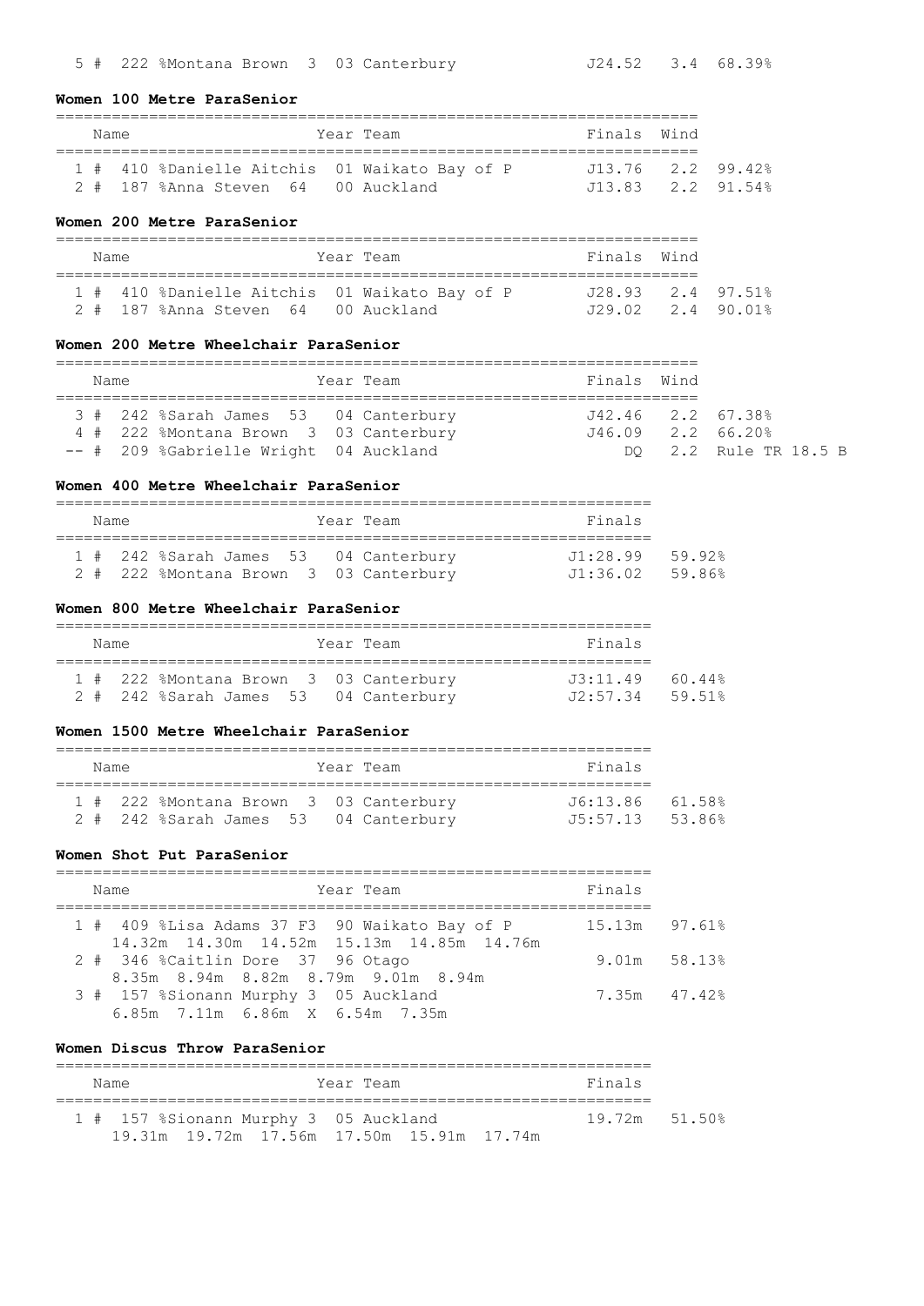5 # 222 %Montana Brown 3 03 Canterbury J24.52 3.4 68.39%

**Women 100 Metre ParaSenior**

| | Name | Year | Team | Finals | Wind | |
|---|---|---|---|---|---|---|
| 1 # | 410 %Danielle Aitchis | 01 | Waikato Bay of P | J13.76 | 2.2 | 99.42% |
| 2 # | 187 %Anna Steven 64 | 00 | Auckland | J13.83 | 2.2 | 91.54% |

**Women 200 Metre ParaSenior**

| | Name | Year | Team | Finals | Wind | |
|---|---|---|---|---|---|---|
| 1 # | 410 %Danielle Aitchis | 01 | Waikato Bay of P | J28.93 | 2.4 | 97.51% |
| 2 # | 187 %Anna Steven 64 | 00 | Auckland | J29.02 | 2.4 | 90.01% |

**Women 200 Metre Wheelchair ParaSenior**

| | Name | Year | Team | Finals | Wind | |
|---|---|---|---|---|---|---|
| 3 # | 242 %Sarah James 53 | 04 | Canterbury | J42.46 | 2.2 | 67.38% |
| 4 # | 222 %Montana Brown 3 | 03 | Canterbury | J46.09 | 2.2 | 66.20% |
| -- # | 209 %Gabrielle Wright | 04 | Auckland | DQ | 2.2 | Rule TR 18.5 B |

**Women 400 Metre Wheelchair ParaSenior**

| | Name | Year | Team | Finals | |
|---|---|---|---|---|---|
| 1 # | 242 %Sarah James 53 | 04 | Canterbury | J1:28.99 | 59.92% |
| 2 # | 222 %Montana Brown 3 | 03 | Canterbury | J1:36.02 | 59.86% |

**Women 800 Metre Wheelchair ParaSenior**

| | Name | Year | Team | Finals | |
|---|---|---|---|---|---|
| 1 # | 222 %Montana Brown 3 | 03 | Canterbury | J3:11.49 | 60.44% |
| 2 # | 242 %Sarah James 53 | 04 | Canterbury | J2:57.34 | 59.51% |

**Women 1500 Metre Wheelchair ParaSenior**

| | Name | Year | Team | Finals | |
|---|---|---|---|---|---|
| 1 # | 222 %Montana Brown 3 | 03 | Canterbury | J6:13.86 | 61.58% |
| 2 # | 242 %Sarah James 53 | 04 | Canterbury | J5:57.13 | 53.86% |

**Women Shot Put ParaSenior**

| | Name | Year | Team | Finals | |
|---|---|---|---|---|---|
| 1 # | 409 %Lisa Adams 37 F3 | 90 | Waikato Bay of P | 15.13m | 97.61% |
| | 14.32m 14.30m 14.52m 15.13m 14.85m 14.76m | | | | |
| 2 # | 346 %Caitlin Dore 37 | 96 | Otago | 9.01m | 58.13% |
| | 8.35m 8.94m 8.82m 8.79m 9.01m 8.94m | | | | |
| 3 # | 157 %Sionann Murphy 3 | 05 | Auckland | 7.35m | 47.42% |
| | 6.85m 7.11m 6.86m X 6.54m 7.35m | | | | |

**Women Discus Throw ParaSenior**

| | Name | Year | Team | Finals | |
|---|---|---|---|---|---|
| 1 # | 157 %Sionann Murphy 3 | 05 | Auckland | 19.72m | 51.50% |
| | 19.31m 19.72m 17.56m 17.50m 15.91m 17.74m | | | | |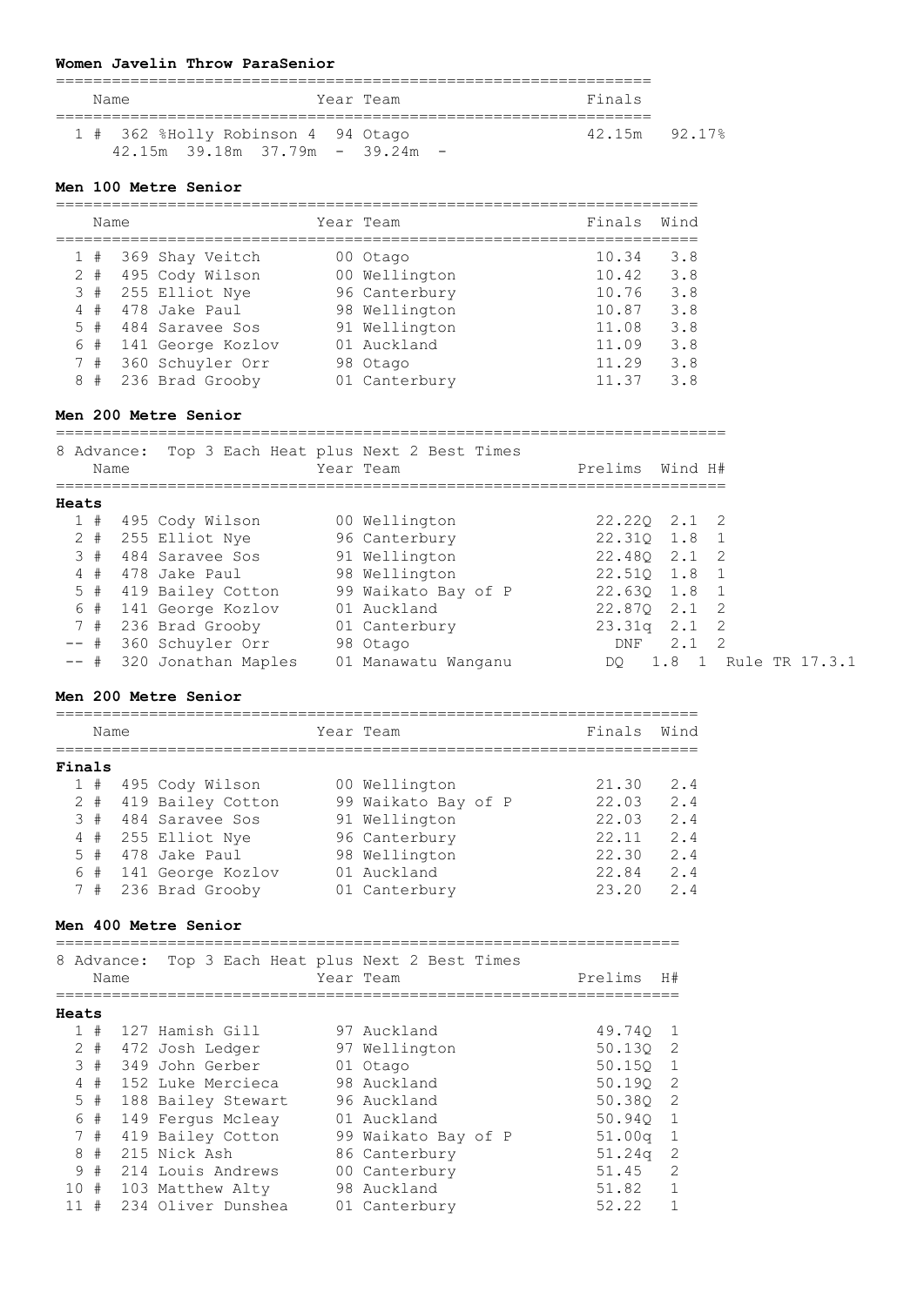**Women Javelin Throw ParaSenior**

| | Name | Year | Team | Finals | |
|---|---|---|---|---|---|
| 1 # | 362 %Holly Robinson 4 | 94 | Otago | 42.15m | 92.17% |
| | 42.15m 39.18m 37.79m - 39.24m - | | | | |

**Men 100 Metre Senior**

| | Name | Year | Team | Finals | Wind |
|---|---|---|---|---|---|
| 1 # | 369 Shay Veitch | 00 | Otago | 10.34 | 3.8 |
| 2 # | 495 Cody Wilson | 00 | Wellington | 10.42 | 3.8 |
| 3 # | 255 Elliot Nye | 96 | Canterbury | 10.76 | 3.8 |
| 4 # | 478 Jake Paul | 98 | Wellington | 10.87 | 3.8 |
| 5 # | 484 Saravee Sos | 91 | Wellington | 11.08 | 3.8 |
| 6 # | 141 George Kozlov | 01 | Auckland | 11.09 | 3.8 |
| 7 # | 360 Schuyler Orr | 98 | Otago | 11.29 | 3.8 |
| 8 # | 236 Brad Grooby | 01 | Canterbury | 11.37 | 3.8 |

**Men 200 Metre Senior**

8 Advance: Top 3 Each Heat plus Next 2 Best Times

| | Name | Year | Team | Prelims | Wind | H# | |
|---|---|---|---|---|---|---|---|
| **Heats** | | | | | | | |
| 1 # | 495 Cody Wilson | 00 | Wellington | 22.22Q | 2.1 | 2 | |
| 2 # | 255 Elliot Nye | 96 | Canterbury | 22.31Q | 1.8 | 1 | |
| 3 # | 484 Saravee Sos | 91 | Wellington | 22.48Q | 2.1 | 2 | |
| 4 # | 478 Jake Paul | 98 | Wellington | 22.51Q | 1.8 | 1 | |
| 5 # | 419 Bailey Cotton | 99 | Waikato Bay of P | 22.63Q | 1.8 | 1 | |
| 6 # | 141 George Kozlov | 01 | Auckland | 22.87Q | 2.1 | 2 | |
| 7 # | 236 Brad Grooby | 01 | Canterbury | 23.31q | 2.1 | 2 | |
| -- # | 360 Schuyler Orr | 98 | Otago | DNF | 2.1 | 2 | |
| -- # | 320 Jonathan Maples | 01 | Manawatu Wanganu | DQ | 1.8 | 1 | Rule TR 17.3.1 |

**Men 200 Metre Senior**

| | Name | Year | Team | Finals | Wind |
|---|---|---|---|---|---|
| **Finals** | | | | | |
| 1 # | 495 Cody Wilson | 00 | Wellington | 21.30 | 2.4 |
| 2 # | 419 Bailey Cotton | 99 | Waikato Bay of P | 22.03 | 2.4 |
| 3 # | 484 Saravee Sos | 91 | Wellington | 22.03 | 2.4 |
| 4 # | 255 Elliot Nye | 96 | Canterbury | 22.11 | 2.4 |
| 5 # | 478 Jake Paul | 98 | Wellington | 22.30 | 2.4 |
| 6 # | 141 George Kozlov | 01 | Auckland | 22.84 | 2.4 |
| 7 # | 236 Brad Grooby | 01 | Canterbury | 23.20 | 2.4 |

**Men 400 Metre Senior**

8 Advance: Top 3 Each Heat plus Next 2 Best Times

| | Name | Year | Team | Prelims | H# |
|---|---|---|---|---|---|
| **Heats** | | | | | |
| 1 # | 127 Hamish Gill | 97 | Auckland | 49.74Q | 1 |
| 2 # | 472 Josh Ledger | 97 | Wellington | 50.13Q | 2 |
| 3 # | 349 John Gerber | 01 | Otago | 50.15Q | 1 |
| 4 # | 152 Luke Mercieca | 98 | Auckland | 50.19Q | 2 |
| 5 # | 188 Bailey Stewart | 96 | Auckland | 50.38Q | 2 |
| 6 # | 149 Fergus Mcleay | 01 | Auckland | 50.94Q | 1 |
| 7 # | 419 Bailey Cotton | 99 | Waikato Bay of P | 51.00q | 1 |
| 8 # | 215 Nick Ash | 86 | Canterbury | 51.24q | 2 |
| 9 # | 214 Louis Andrews | 00 | Canterbury | 51.45 | 2 |
| 10 # | 103 Matthew Alty | 98 | Auckland | 51.82 | 1 |
| 11 # | 234 Oliver Dunshea | 01 | Canterbury | 52.22 | 1 |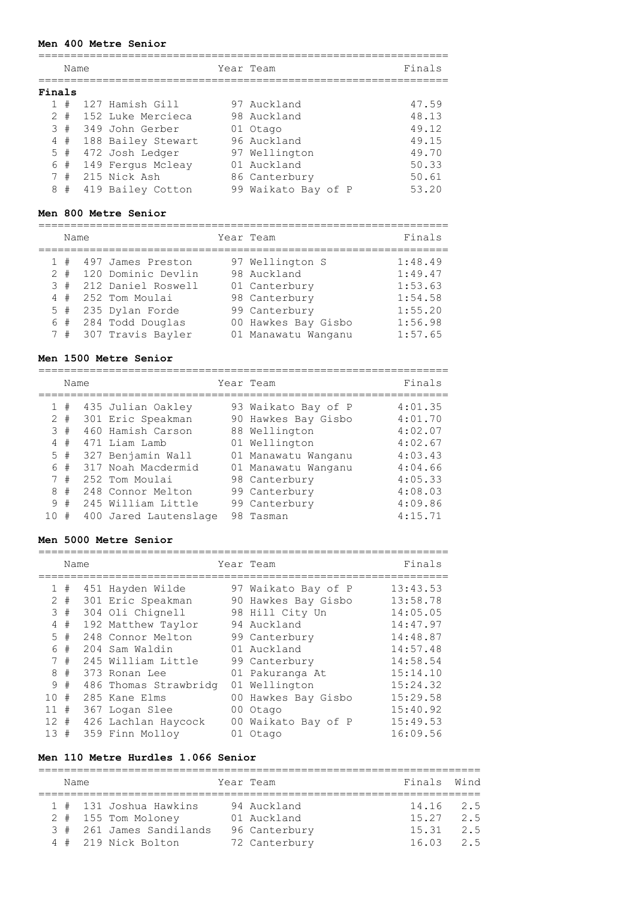### Men 400 Metre Senior

| Place | Bib | Name | Year | Team | Finals |
|---|---|---|---|---|---|
| **Finals** | | | | | |
| 1 # | 127 | Hamish Gill | 97 | Auckland | 47.59 |
| 2 # | 152 | Luke Mercieca | 98 | Auckland | 48.13 |
| 3 # | 349 | John Gerber | 01 | Otago | 49.12 |
| 4 # | 188 | Bailey Stewart | 96 | Auckland | 49.15 |
| 5 # | 472 | Josh Ledger | 97 | Wellington | 49.70 |
| 6 # | 149 | Fergus Mcleay | 01 | Auckland | 50.33 |
| 7 # | 215 | Nick Ash | 86 | Canterbury | 50.61 |
| 8 # | 419 | Bailey Cotton | 99 | Waikato Bay of P | 53.20 |

### Men 800 Metre Senior

| Place | Bib | Name | Year | Team | Finals |
|---|---|---|---|---|---|
| 1 # | 497 | James Preston | 97 | Wellington S | 1:48.49 |
| 2 # | 120 | Dominic Devlin | 98 | Auckland | 1:49.47 |
| 3 # | 212 | Daniel Roswell | 01 | Canterbury | 1:53.63 |
| 4 # | 252 | Tom Moulai | 98 | Canterbury | 1:54.58 |
| 5 # | 235 | Dylan Forde | 99 | Canterbury | 1:55.20 |
| 6 # | 284 | Todd Douglas | 00 | Hawkes Bay Gisbo | 1:56.98 |
| 7 # | 307 | Travis Bayler | 01 | Manawatu Wanganu | 1:57.65 |

### Men 1500 Metre Senior

| Place | Bib | Name | Year | Team | Finals |
|---|---|---|---|---|---|
| 1 # | 435 | Julian Oakley | 93 | Waikato Bay of P | 4:01.35 |
| 2 # | 301 | Eric Speakman | 90 | Hawkes Bay Gisbo | 4:01.70 |
| 3 # | 460 | Hamish Carson | 88 | Wellington | 4:02.07 |
| 4 # | 471 | Liam Lamb | 01 | Wellington | 4:02.67 |
| 5 # | 327 | Benjamin Wall | 01 | Manawatu Wanganu | 4:03.43 |
| 6 # | 317 | Noah Macdermid | 01 | Manawatu Wanganu | 4:04.66 |
| 7 # | 252 | Tom Moulai | 98 | Canterbury | 4:05.33 |
| 8 # | 248 | Connor Melton | 99 | Canterbury | 4:08.03 |
| 9 # | 245 | William Little | 99 | Canterbury | 4:09.86 |
| 10 # | 400 | Jared Lautenslage | 98 | Tasman | 4:15.71 |

### Men 5000 Metre Senior

| Place | Bib | Name | Year | Team | Finals |
|---|---|---|---|---|---|
| 1 # | 451 | Hayden Wilde | 97 | Waikato Bay of P | 13:43.53 |
| 2 # | 301 | Eric Speakman | 90 | Hawkes Bay Gisbo | 13:58.78 |
| 3 # | 304 | Oli Chignell | 98 | Hill City Un | 14:05.05 |
| 4 # | 192 | Matthew Taylor | 94 | Auckland | 14:47.97 |
| 5 # | 248 | Connor Melton | 99 | Canterbury | 14:48.87 |
| 6 # | 204 | Sam Waldin | 01 | Auckland | 14:57.48 |
| 7 # | 245 | William Little | 99 | Canterbury | 14:58.54 |
| 8 # | 373 | Ronan Lee | 01 | Pakuranga At | 15:14.10 |
| 9 # | 486 | Thomas Strawbridg | 01 | Wellington | 15:24.32 |
| 10 # | 285 | Kane Elms | 00 | Hawkes Bay Gisbo | 15:29.58 |
| 11 # | 367 | Logan Slee | 00 | Otago | 15:40.92 |
| 12 # | 426 | Lachlan Haycock | 00 | Waikato Bay of P | 15:49.53 |
| 13 # | 359 | Finn Molloy | 01 | Otago | 16:09.56 |

### Men 110 Metre Hurdles 1.066 Senior

| Place | Bib | Name | Year | Team | Finals | Wind |
|---|---|---|---|---|---|---|
| 1 # | 131 | Joshua Hawkins | 94 | Auckland | 14.16 | 2.5 |
| 2 # | 155 | Tom Moloney | 01 | Auckland | 15.27 | 2.5 |
| 3 # | 261 | James Sandilands | 96 | Canterbury | 15.31 | 2.5 |
| 4 # | 219 | Nick Bolton | 72 | Canterbury | 16.03 | 2.5 |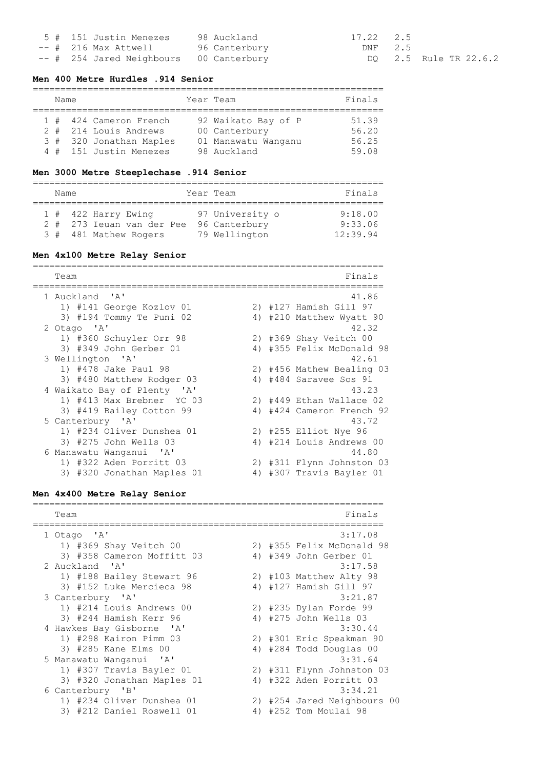| Place | | Name | Year | Team | Finals | Wind | |
|---|---|---|---|---|---|---|---|
| 5 | # | 151 Justin Menezes | 98 | Auckland | 17.22 | 2.5 | |
| -- | # | 216 Max Attwell | 96 | Canterbury | DNF | 2.5 | |
| -- | # | 254 Jared Neighbours | 00 | Canterbury | DQ | 2.5 | Rule TR 22.6.2 |

**Men 400 Metre Hurdles .914 Senior**

| Place | | Name | Year | Team | Finals |
|---|---|---|---|---|---|
| 1 | # | 424 Cameron French | 92 | Waikato Bay of P | 51.39 |
| 2 | # | 214 Louis Andrews | 00 | Canterbury | 56.20 |
| 3 | # | 320 Jonathan Maples | 01 | Manawatu Wanganu | 56.25 |
| 4 | # | 151 Justin Menezes | 98 | Auckland | 59.08 |

**Men 3000 Metre Steeplechase .914 Senior**

| Place | | Name | Year | Team | Finals |
|---|---|---|---|---|---|
| 1 | # | 422 Harry Ewing | 97 | University o | 9:18.00 |
| 2 | # | 273 Ieuan van der Pee | 96 | Canterbury | 9:33.06 |
| 3 | # | 481 Mathew Rogers | 79 | Wellington | 12:39.94 |

**Men 4x100 Metre Relay Senior**

| Place | Team | Finals |
|---|---|---|
| 1 | Auckland 'A' | 41.86 |
| | 1) #141 George Kozlov 01, 2) #127 Hamish Gill 97, 3) #194 Tommy Te Puni 02, 4) #210 Matthew Wyatt 90 | |
| 2 | Otago 'A' | 42.32 |
| | 1) #360 Schuyler Orr 98, 2) #369 Shay Veitch 00, 3) #349 John Gerber 01, 4) #355 Felix McDonald 98 | |
| 3 | Wellington 'A' | 42.61 |
| | 1) #478 Jake Paul 98, 2) #456 Mathew Bealing 03, 3) #480 Matthew Rodger 03, 4) #484 Saravee Sos 91 | |
| 4 | Waikato Bay of Plenty 'A' | 43.23 |
| | 1) #413 Max Brebner YC 03, 2) #449 Ethan Wallace 02, 3) #419 Bailey Cotton 99, 4) #424 Cameron French 92 | |
| 5 | Canterbury 'A' | 43.72 |
| | 1) #234 Oliver Dunshea 01, 2) #255 Elliot Nye 96, 3) #275 John Wells 03, 4) #214 Louis Andrews 00 | |
| 6 | Manawatu Wanganui 'A' | 44.80 |
| | 1) #322 Aden Porritt 03, 2) #311 Flynn Johnston 03, 3) #320 Jonathan Maples 01, 4) #307 Travis Bayler 01 | |

**Men 4x400 Metre Relay Senior**

| Place | Team | Finals |
|---|---|---|
| 1 | Otago 'A' | 3:17.08 |
| | 1) #369 Shay Veitch 00, 2) #355 Felix McDonald 98, 3) #358 Cameron Moffitt 03, 4) #349 John Gerber 01 | |
| 2 | Auckland 'A' | 3:17.58 |
| | 1) #188 Bailey Stewart 96, 2) #103 Matthew Alty 98, 3) #152 Luke Mercieca 98, 4) #127 Hamish Gill 97 | |
| 3 | Canterbury 'A' | 3:21.87 |
| | 1) #214 Louis Andrews 00, 2) #235 Dylan Forde 99, 3) #244 Hamish Kerr 96, 4) #275 John Wells 03 | |
| 4 | Hawkes Bay Gisborne 'A' | 3:30.44 |
| | 1) #298 Kairon Pimm 03, 2) #301 Eric Speakman 90, 3) #285 Kane Elms 00, 4) #284 Todd Douglas 00 | |
| 5 | Manawatu Wanganui 'A' | 3:31.64 |
| | 1) #307 Travis Bayler 01, 2) #311 Flynn Johnston 03, 3) #320 Jonathan Maples 01, 4) #322 Aden Porritt 03 | |
| 6 | Canterbury 'B' | 3:34.21 |
| | 1) #234 Oliver Dunshea 01, 2) #254 Jared Neighbours 00, 3) #212 Daniel Roswell 01, 4) #252 Tom Moulai 98 | |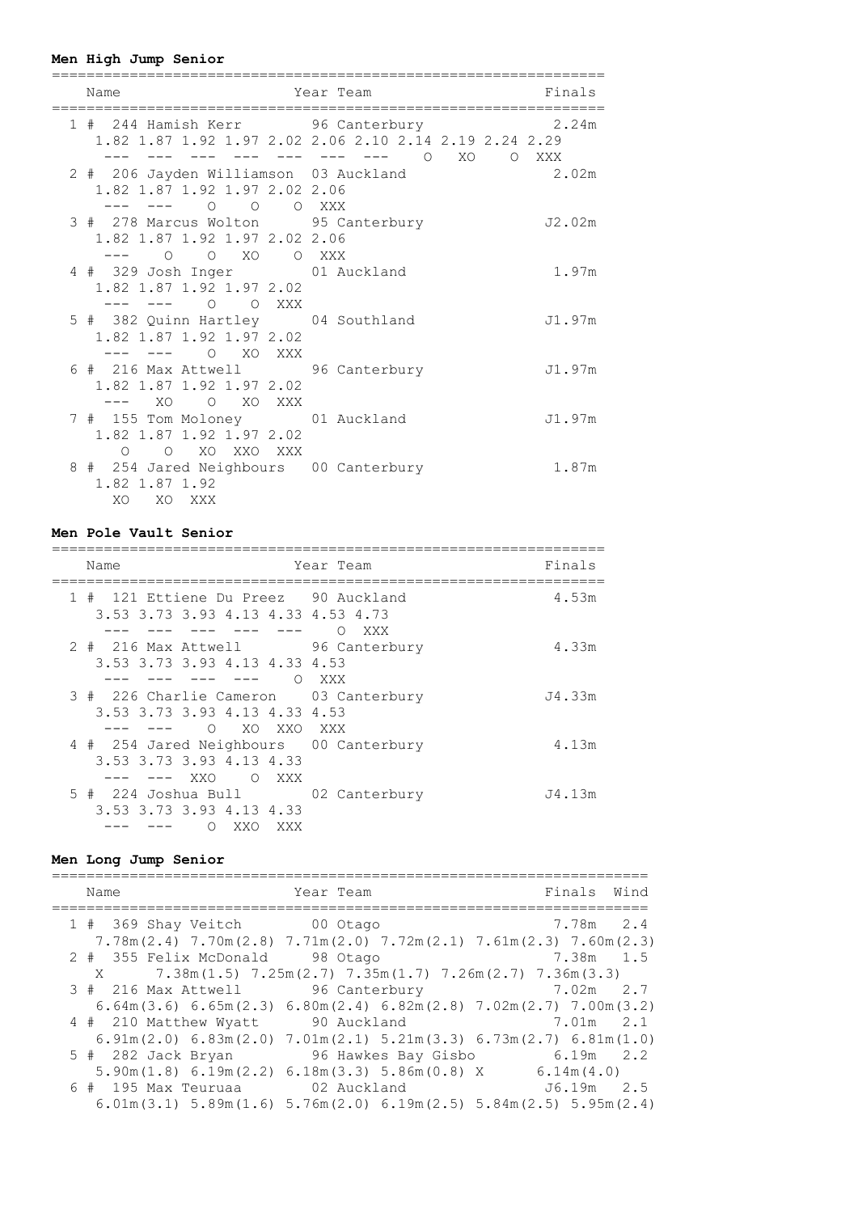**Men High Jump Senior**

```
=================================================================
    Name                    Year Team                     Finals
=================================================================
  1 # 244 Hamish Kerr        96 Canterbury                 2.24m
     1.82 1.87 1.92 1.97 2.02 2.06 2.10 2.14 2.19 2.24 2.29
      ---  ---  ---  ---  ---  ---  ---    O   XO    O  XXX
  2 # 206 Jayden Williamson  03 Auckland                   2.02m
     1.82 1.87 1.92 1.97 2.02 2.06
      ---  ---    O    O    O  XXX
  3 # 278 Marcus Wolton      95 Canterbury                J2.02m
     1.82 1.87 1.92 1.97 2.02 2.06
      ---    O    O   XO    O  XXX
  4 # 329 Josh Inger         01 Auckland                   1.97m
     1.82 1.87 1.92 1.97 2.02
      ---  ---    O    O  XXX
  5 # 382 Quinn Hartley      04 Southland                 J1.97m
     1.82 1.87 1.92 1.97 2.02
      ---  ---    O   XO  XXX
  6 # 216 Max Attwell        96 Canterbury                J1.97m
     1.82 1.87 1.92 1.97 2.02
      ---   XO    O   XO  XXX
  7 # 155 Tom Moloney        01 Auckland                  J1.97m
     1.82 1.87 1.92 1.97 2.02
        O    O   XO  XXO  XXX
  8 # 254 Jared Neighbours   00 Canterbury                 1.87m
     1.82 1.87 1.92
       XO   XO  XXX
```

**Men Pole Vault Senior**

```
=================================================================
    Name                    Year Team                     Finals
=================================================================
  1 # 121 Ettiene Du Preez   90 Auckland                   4.53m
     3.53 3.73 3.93 4.13 4.33 4.53 4.73
      ---  ---  ---  ---  ---    O  XXX
  2 # 216 Max Attwell        96 Canterbury                 4.33m
     3.53 3.73 3.93 4.13 4.33 4.53
      ---  ---  ---  ---    O  XXX
  3 # 226 Charlie Cameron    03 Canterbury                J4.33m
     3.53 3.73 3.93 4.13 4.33 4.53
      ---  ---    O   XO  XXO  XXX
  4 # 254 Jared Neighbours   00 Canterbury                 4.13m
     3.53 3.73 3.93 4.13 4.33
      ---  ---  XXO    O  XXX
  5 # 224 Joshua Bull        02 Canterbury                J4.13m
     3.53 3.73 3.93 4.13 4.33
      ---  ---    O  XXO  XXX
```

**Men Long Jump Senior**

```
======================================================================
    Name                    Year Team                     Finals  Wind
======================================================================
  1 # 369 Shay Veitch        00 Otago                      7.78m   2.4
    7.78m(2.4) 7.70m(2.8) 7.71m(2.0) 7.72m(2.1) 7.61m(2.3) 7.60m(2.3)
  2 # 355 Felix McDonald     98 Otago                      7.38m   1.5
    X        7.38m(1.5) 7.25m(2.7) 7.35m(1.7) 7.26m(2.7) 7.36m(3.3)
  3 # 216 Max Attwell        96 Canterbury                 7.02m   2.7
    6.64m(3.6) 6.65m(2.3) 6.80m(2.4) 6.82m(2.8) 7.02m(2.7) 7.00m(3.2)
  4 # 210 Matthew Wyatt      90 Auckland                   7.01m   2.1
    6.91m(2.0) 6.83m(2.0) 7.01m(2.1) 5.21m(3.3) 6.73m(2.7) 6.81m(1.0)
  5 # 282 Jack Bryan         96 Hawkes Bay Gisbo           6.19m   2.2
    5.90m(1.8) 6.19m(2.2) 6.18m(3.3) 5.86m(0.8) X        6.14m(4.0)
  6 # 195 Max Teuruaa        02 Auckland                  J6.19m   2.5
    6.01m(3.1) 5.89m(1.6) 5.76m(2.0) 6.19m(2.5) 5.84m(2.5) 5.95m(2.4)
```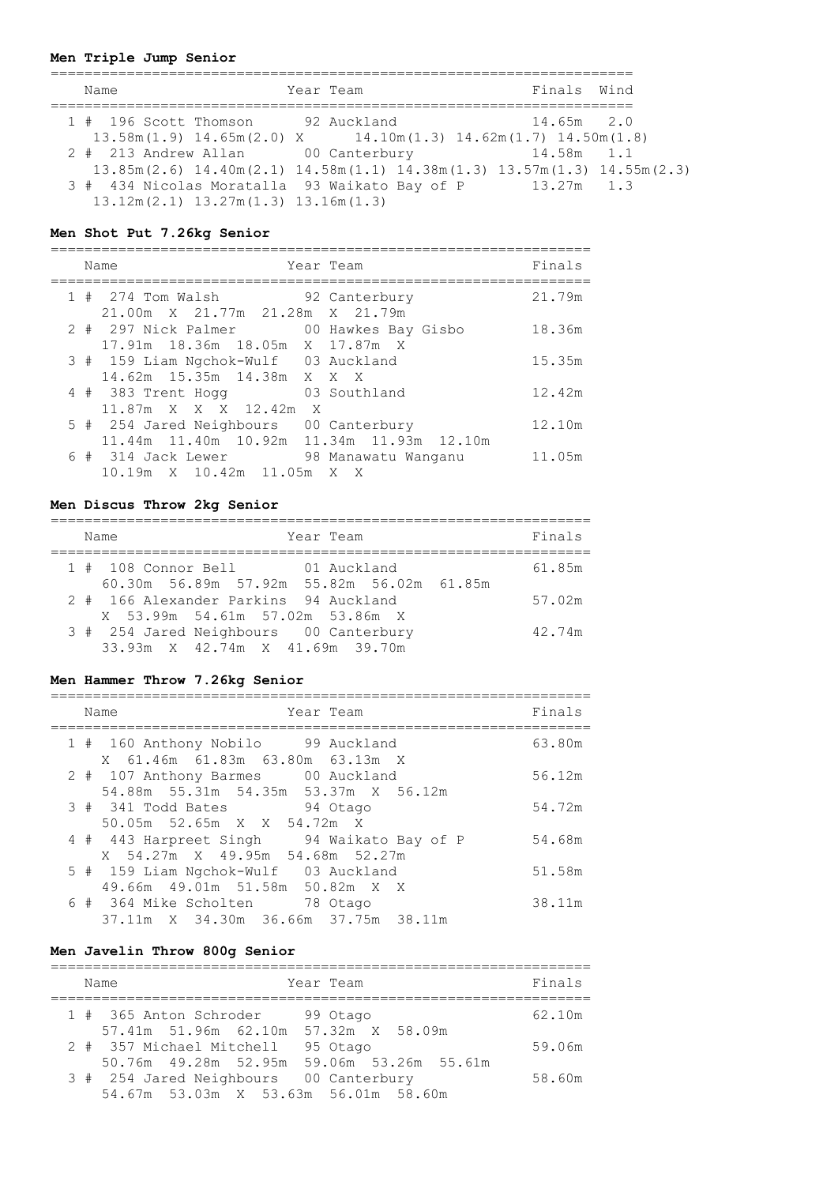**Men Triple Jump Senior**

| Place | # | Name | Year | Team | Finals | Wind |
|---|---|---|---|---|---|---|
| 1 | 196 | Scott Thomson | 92 | Auckland | 14.65m | 2.0 |
| | | 13.58m(1.9) 14.65m(2.0) X 14.10m(1.3) 14.62m(1.7) 14.50m(1.8) | | | | |
| 2 | 213 | Andrew Allan | 00 | Canterbury | 14.58m | 1.1 |
| | | 13.85m(2.6) 14.40m(2.1) 14.58m(1.1) 14.38m(1.3) 13.57m(1.3) 14.55m(2.3) | | | | |
| 3 | 434 | Nicolas Moratalla | 93 | Waikato Bay of P | 13.27m | 1.3 |
| | | 13.12m(2.1) 13.27m(1.3) 13.16m(1.3) | | | | |

**Men Shot Put 7.26kg Senior**

| Place | # | Name | Year | Team | Finals |
|---|---|---|---|---|---|
| 1 | 274 | Tom Walsh | 92 | Canterbury | 21.79m |
| | | 21.00m X 21.77m 21.28m X 21.79m | | | |
| 2 | 297 | Nick Palmer | 00 | Hawkes Bay Gisbo | 18.36m |
| | | 17.91m 18.36m 18.05m X 17.87m X | | | |
| 3 | 159 | Liam Ngchok-Wulf | 03 | Auckland | 15.35m |
| | | 14.62m 15.35m 14.38m X X X | | | |
| 4 | 383 | Trent Hogg | 03 | Southland | 12.42m |
| | | 11.87m X X X 12.42m X | | | |
| 5 | 254 | Jared Neighbours | 00 | Canterbury | 12.10m |
| | | 11.44m 11.40m 10.92m 11.34m 11.93m 12.10m | | | |
| 6 | 314 | Jack Lewer | 98 | Manawatu Wanganu | 11.05m |
| | | 10.19m X 10.42m 11.05m X X | | | |

**Men Discus Throw 2kg Senior**

| Place | # | Name | Year | Team | Finals |
|---|---|---|---|---|---|
| 1 | 108 | Connor Bell | 01 | Auckland | 61.85m |
| | | 60.30m 56.89m 57.92m 55.82m 56.02m 61.85m | | | |
| 2 | 166 | Alexander Parkins | 94 | Auckland | 57.02m |
| | | X 53.99m 54.61m 57.02m 53.86m X | | | |
| 3 | 254 | Jared Neighbours | 00 | Canterbury | 42.74m |
| | | 33.93m X 42.74m X 41.69m 39.70m | | | |

**Men Hammer Throw 7.26kg Senior**

| Place | # | Name | Year | Team | Finals |
|---|---|---|---|---|---|
| 1 | 160 | Anthony Nobilo | 99 | Auckland | 63.80m |
| | | X 61.46m 61.83m 63.80m 63.13m X | | | |
| 2 | 107 | Anthony Barmes | 00 | Auckland | 56.12m |
| | | 54.88m 55.31m 54.35m 53.37m X 56.12m | | | |
| 3 | 341 | Todd Bates | 94 | Otago | 54.72m |
| | | 50.05m 52.65m X X 54.72m X | | | |
| 4 | 443 | Harpreet Singh | 94 | Waikato Bay of P | 54.68m |
| | | X 54.27m X 49.95m 54.68m 52.27m | | | |
| 5 | 159 | Liam Ngchok-Wulf | 03 | Auckland | 51.58m |
| | | 49.66m 49.01m 51.58m 50.82m X X | | | |
| 6 | 364 | Mike Scholten | 78 | Otago | 38.11m |
| | | 37.11m X 34.30m 36.66m 37.75m 38.11m | | | |

**Men Javelin Throw 800g Senior**

| Place | # | Name | Year | Team | Finals |
|---|---|---|---|---|---|
| 1 | 365 | Anton Schroder | 99 | Otago | 62.10m |
| | | 57.41m 51.96m 62.10m 57.32m X 58.09m | | | |
| 2 | 357 | Michael Mitchell | 95 | Otago | 59.06m |
| | | 50.76m 49.28m 52.95m 59.06m 53.26m 55.61m | | | |
| 3 | 254 | Jared Neighbours | 00 | Canterbury | 58.60m |
| | | 54.67m 53.03m X 53.63m 56.01m 58.60m | | | |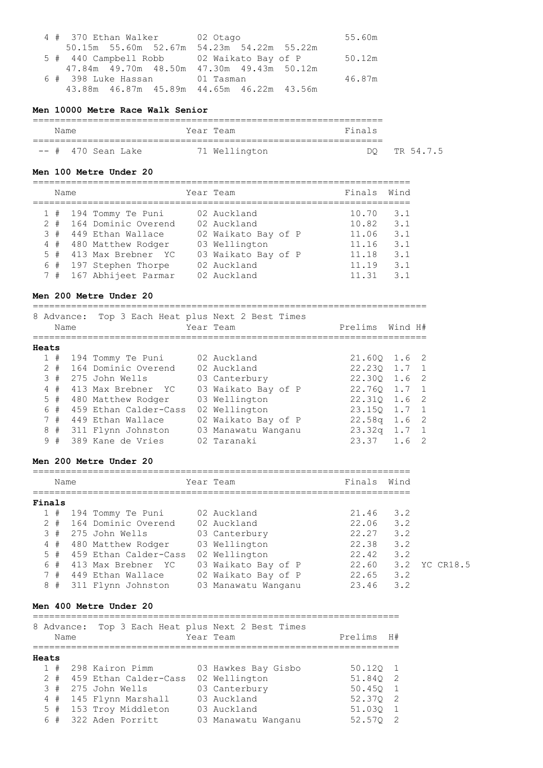| Place | # | Name | Year | Team | Finals |
|---|---|---|---|---|---|
| 4 | # | 370 Ethan Walker | 02 | Otago | 55.60m |
| | | 50.15m 55.60m 52.67m 54.23m 54.22m 55.22m | | | |
| 5 | # | 440 Campbell Robb | 02 | Waikato Bay of P | 50.12m |
| | | 47.84m 49.70m 48.50m 47.30m 49.43m 50.12m | | | |
| 6 | # | 398 Luke Hassan | 01 | Tasman | 46.87m |
| | | 43.88m 46.87m 45.89m 44.65m 46.22m 43.56m | | | |

**Men 10000 Metre Race Walk Senior**

| Place | # | Name | Year | Team | Finals | |
|---|---|---|---|---|---|---|
| -- | # | 470 Sean Lake | 71 | Wellington | DQ | TR 54.7.5 |

**Men 100 Metre Under 20**

| Place | # | Name | Year | Team | Finals | Wind |
|---|---|---|---|---|---|---|
| 1 | # | 194 Tommy Te Puni | 02 | Auckland | 10.70 | 3.1 |
| 2 | # | 164 Dominic Overend | 02 | Auckland | 10.82 | 3.1 |
| 3 | # | 449 Ethan Wallace | 02 | Waikato Bay of P | 11.06 | 3.1 |
| 4 | # | 480 Matthew Rodger | 03 | Wellington | 11.16 | 3.1 |
| 5 | # | 413 Max Brebner YC | 03 | Waikato Bay of P | 11.18 | 3.1 |
| 6 | # | 197 Stephen Thorpe | 02 | Auckland | 11.19 | 3.1 |
| 7 | # | 167 Abhijeet Parmar | 02 | Auckland | 11.31 | 3.1 |

**Men 200 Metre Under 20**

8 Advance: Top 3 Each Heat plus Next 2 Best Times

**Heats**

| Place | # | Name | Year | Team | Prelims | Wind | H# |
|---|---|---|---|---|---|---|---|
| 1 | # | 194 Tommy Te Puni | 02 | Auckland | 21.60Q | 1.6 | 2 |
| 2 | # | 164 Dominic Overend | 02 | Auckland | 22.23Q | 1.7 | 1 |
| 3 | # | 275 John Wells | 03 | Canterbury | 22.30Q | 1.6 | 2 |
| 4 | # | 413 Max Brebner YC | 03 | Waikato Bay of P | 22.76Q | 1.7 | 1 |
| 5 | # | 480 Matthew Rodger | 03 | Wellington | 22.31Q | 1.6 | 2 |
| 6 | # | 459 Ethan Calder-Cass | 02 | Wellington | 23.15Q | 1.7 | 1 |
| 7 | # | 449 Ethan Wallace | 02 | Waikato Bay of P | 22.58q | 1.6 | 2 |
| 8 | # | 311 Flynn Johnston | 03 | Manawatu Wanganu | 23.32q | 1.7 | 1 |
| 9 | # | 389 Kane de Vries | 02 | Taranaki | 23.37 | 1.6 | 2 |

**Men 200 Metre Under 20**

**Finals**

| Place | # | Name | Year | Team | Finals | Wind | |
|---|---|---|---|---|---|---|---|
| 1 | # | 194 Tommy Te Puni | 02 | Auckland | 21.46 | 3.2 | |
| 2 | # | 164 Dominic Overend | 02 | Auckland | 22.06 | 3.2 | |
| 3 | # | 275 John Wells | 03 | Canterbury | 22.27 | 3.2 | |
| 4 | # | 480 Matthew Rodger | 03 | Wellington | 22.38 | 3.2 | |
| 5 | # | 459 Ethan Calder-Cass | 02 | Wellington | 22.42 | 3.2 | |
| 6 | # | 413 Max Brebner YC | 03 | Waikato Bay of P | 22.60 | 3.2 | YC CR18.5 |
| 7 | # | 449 Ethan Wallace | 02 | Waikato Bay of P | 22.65 | 3.2 | |
| 8 | # | 311 Flynn Johnston | 03 | Manawatu Wanganu | 23.46 | 3.2 | |

**Men 400 Metre Under 20**

8 Advance: Top 3 Each Heat plus Next 2 Best Times

**Heats**

| Place | # | Name | Year | Team | Prelims | H# |
|---|---|---|---|---|---|---|
| 1 | # | 298 Kairon Pimm | 03 | Hawkes Bay Gisbo | 50.12Q | 1 |
| 2 | # | 459 Ethan Calder-Cass | 02 | Wellington | 51.84Q | 2 |
| 3 | # | 275 John Wells | 03 | Canterbury | 50.45Q | 1 |
| 4 | # | 145 Flynn Marshall | 03 | Auckland | 52.37Q | 2 |
| 5 | # | 153 Troy Middleton | 03 | Auckland | 51.03Q | 1 |
| 6 | # | 322 Aden Porritt | 03 | Manawatu Wanganu | 52.57Q | 2 |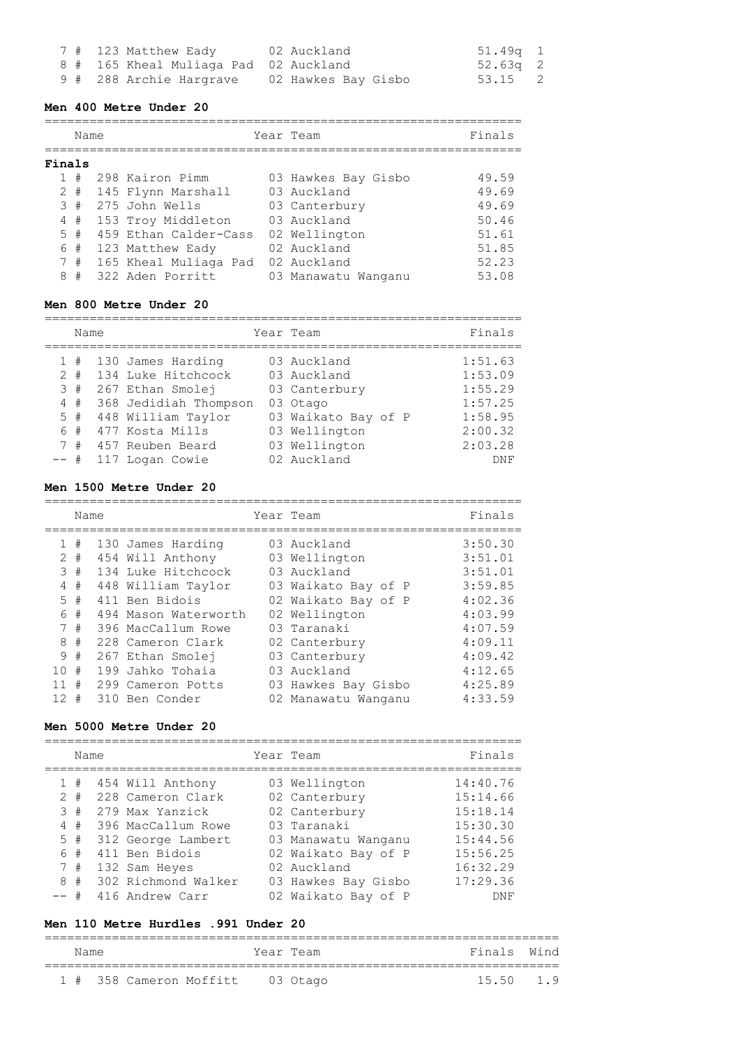| | | | | | |
|---|---|---|---|---|---|
| 7 # | 123 Matthew Eady | 02 | Auckland | 51.49q | 1 |
| 8 # | 165 Kheal Muliaga Pad | 02 | Auckland | 52.63q | 2 |
| 9 # | 288 Archie Hargrave | 02 | Hawkes Bay Gisbo | 53.15 | 2 |

### Men 400 Metre Under 20

**Finals**

| | Name | Year | Team | Finals |
|---|---|---|---|---|
| 1 # | 298 Kairon Pimm | 03 | Hawkes Bay Gisbo | 49.59 |
| 2 # | 145 Flynn Marshall | 03 | Auckland | 49.69 |
| 3 # | 275 John Wells | 03 | Canterbury | 49.69 |
| 4 # | 153 Troy Middleton | 03 | Auckland | 50.46 |
| 5 # | 459 Ethan Calder-Cass | 02 | Wellington | 51.61 |
| 6 # | 123 Matthew Eady | 02 | Auckland | 51.85 |
| 7 # | 165 Kheal Muliaga Pad | 02 | Auckland | 52.23 |
| 8 # | 322 Aden Porritt | 03 | Manawatu Wanganu | 53.08 |

### Men 800 Metre Under 20

| | Name | Year | Team | Finals |
|---|---|---|---|---|
| 1 # | 130 James Harding | 03 | Auckland | 1:51.63 |
| 2 # | 134 Luke Hitchcock | 03 | Auckland | 1:53.09 |
| 3 # | 267 Ethan Smolej | 03 | Canterbury | 1:55.29 |
| 4 # | 368 Jedidiah Thompson | 03 | Otago | 1:57.25 |
| 5 # | 448 William Taylor | 03 | Waikato Bay of P | 1:58.95 |
| 6 # | 477 Kosta Mills | 03 | Wellington | 2:00.32 |
| 7 # | 457 Reuben Beard | 03 | Wellington | 2:03.28 |
| -- # | 117 Logan Cowie | 02 | Auckland | DNF |

### Men 1500 Metre Under 20

| | Name | Year | Team | Finals |
|---|---|---|---|---|
| 1 # | 130 James Harding | 03 | Auckland | 3:50.30 |
| 2 # | 454 Will Anthony | 03 | Wellington | 3:51.01 |
| 3 # | 134 Luke Hitchcock | 03 | Auckland | 3:51.01 |
| 4 # | 448 William Taylor | 03 | Waikato Bay of P | 3:59.85 |
| 5 # | 411 Ben Bidois | 02 | Waikato Bay of P | 4:02.36 |
| 6 # | 494 Mason Waterworth | 02 | Wellington | 4:03.99 |
| 7 # | 396 MacCallum Rowe | 03 | Taranaki | 4:07.59 |
| 8 # | 228 Cameron Clark | 02 | Canterbury | 4:09.11 |
| 9 # | 267 Ethan Smolej | 03 | Canterbury | 4:09.42 |
| 10 # | 199 Jahko Tohaia | 03 | Auckland | 4:12.65 |
| 11 # | 299 Cameron Potts | 03 | Hawkes Bay Gisbo | 4:25.89 |
| 12 # | 310 Ben Conder | 02 | Manawatu Wanganu | 4:33.59 |

### Men 5000 Metre Under 20

| | Name | Year | Team | Finals |
|---|---|---|---|---|
| 1 # | 454 Will Anthony | 03 | Wellington | 14:40.76 |
| 2 # | 228 Cameron Clark | 02 | Canterbury | 15:14.66 |
| 3 # | 279 Max Yanzick | 02 | Canterbury | 15:18.14 |
| 4 # | 396 MacCallum Rowe | 03 | Taranaki | 15:30.30 |
| 5 # | 312 George Lambert | 03 | Manawatu Wanganu | 15:44.56 |
| 6 # | 411 Ben Bidois | 02 | Waikato Bay of P | 15:56.25 |
| 7 # | 132 Sam Heyes | 02 | Auckland | 16:32.29 |
| 8 # | 302 Richmond Walker | 03 | Hawkes Bay Gisbo | 17:29.36 |
| -- # | 416 Andrew Carr | 02 | Waikato Bay of P | DNF |

### Men 110 Metre Hurdles .991 Under 20

| | Name | Year | Team | Finals | Wind |
|---|---|---|---|---|---|
| 1 # | 358 Cameron Moffitt | 03 | Otago | 15.50 | 1.9 |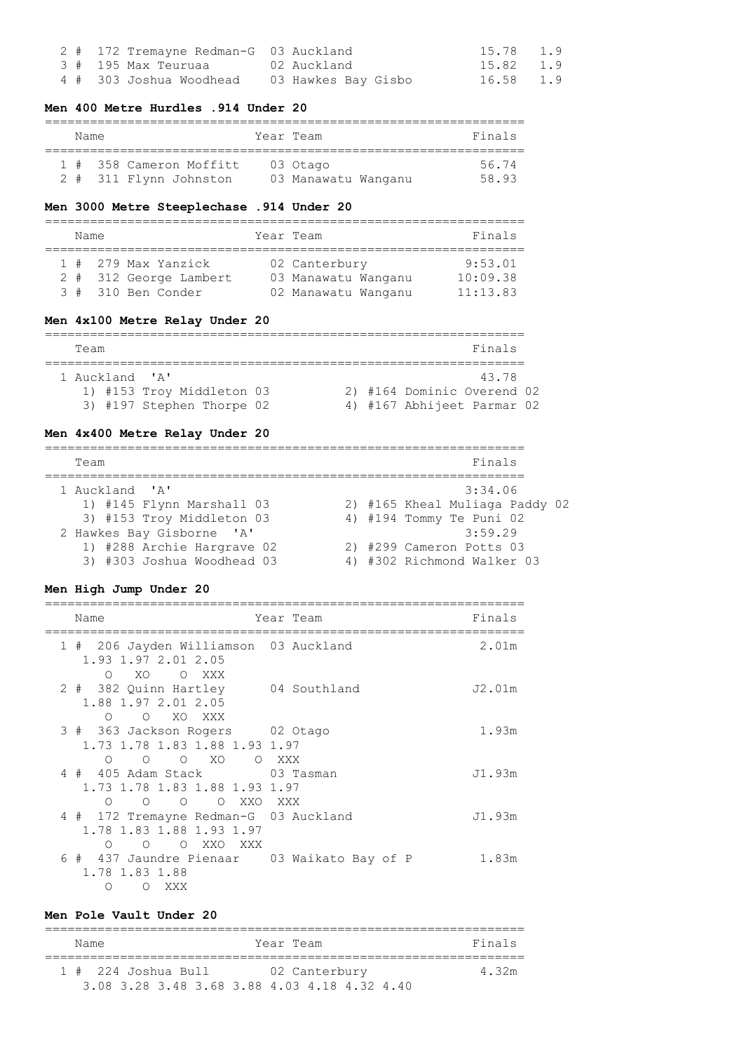| Place | Name | Year | Team | Finals | Wind |
|---|---|---|---|---|---|
| 2 # | 172 Tremayne Redman-G | 03 | Auckland | 15.78 | 1.9 |
| 3 # | 195 Max Teuruaa | 02 | Auckland | 15.82 | 1.9 |
| 4 # | 303 Joshua Woodhead | 03 | Hawkes Bay Gisbo | 16.58 | 1.9 |

**Men 400 Metre Hurdles .914 Under 20**

| Place | Name | Year | Team | Finals |
|---|---|---|---|---|
| 1 # | 358 Cameron Moffitt | 03 | Otago | 56.74 |
| 2 # | 311 Flynn Johnston | 03 | Manawatu Wanganu | 58.93 |

**Men 3000 Metre Steeplechase .914 Under 20**

| Place | Name | Year | Team | Finals |
|---|---|---|---|---|
| 1 # | 279 Max Yanzick | 02 | Canterbury | 9:53.01 |
| 2 # | 312 George Lambert | 03 | Manawatu Wanganu | 10:09.38 |
| 3 # | 310 Ben Conder | 02 | Manawatu Wanganu | 11:13.83 |

**Men 4x100 Metre Relay Under 20**

| Place | Team | Finals |
|---|---|---|
| 1 | Auckland 'A' | 43.78 |

1) #153 Troy Middleton 03 2) #164 Dominic Overend 02
3) #197 Stephen Thorpe 02 4) #167 Abhijeet Parmar 02

**Men 4x400 Metre Relay Under 20**

| Place | Team | Finals |
|---|---|---|
| 1 | Auckland 'A' | 3:34.06 |
| 2 | Hawkes Bay Gisborne 'A' | 3:59.29 |

1 Auckland 'A':
1) #145 Flynn Marshall 03 2) #165 Kheal Muliaga Paddy 02
3) #153 Troy Middleton 03 4) #194 Tommy Te Puni 02

2 Hawkes Bay Gisborne 'A':
1) #288 Archie Hargrave 02 2) #299 Cameron Potts 03
3) #303 Joshua Woodhead 03 4) #302 Richmond Walker 03

**Men High Jump Under 20**

| Place | Name | Year | Team | Finals |
|---|---|---|---|---|
| 1 # | 206 Jayden Williamson | 03 | Auckland | 2.01m |
| 2 # | 382 Quinn Hartley | 04 | Southland | J2.01m |
| 3 # | 363 Jackson Rogers | 02 | Otago | 1.93m |
| 4 # | 405 Adam Stack | 03 | Tasman | J1.93m |
| 4 # | 172 Tremayne Redman-G | 03 | Auckland | J1.93m |
| 6 # | 437 Jaundre Pienaar | 03 | Waikato Bay of P | 1.83m |

```
1 # 206 Jayden Williamson 03 Auckland 2.01m
    1.93 1.97 2.01 2.05
       O   XO    O  XXX
2 # 382 Quinn Hartley 04 Southland J2.01m
    1.88 1.97 2.01 2.05
       O    O   XO  XXX
3 # 363 Jackson Rogers 02 Otago 1.93m
    1.73 1.78 1.83 1.88 1.93 1.97
       O    O    O   XO    O  XXX
4 # 405 Adam Stack 03 Tasman J1.93m
    1.73 1.78 1.83 1.88 1.93 1.97
       O    O    O    O  XXO  XXX
4 # 172 Tremayne Redman-G 03 Auckland J1.93m
    1.78 1.83 1.88 1.93 1.97
       O    O    O  XXO  XXX
6 # 437 Jaundre Pienaar 03 Waikato Bay of P 1.83m
    1.78 1.83 1.88
       O    O  XXX
```

**Men Pole Vault Under 20**

| Place | Name | Year | Team | Finals |
|---|---|---|---|---|
| 1 # | 224 Joshua Bull | 02 | Canterbury | 4.32m |

3.08 3.28 3.48 3.68 3.88 4.03 4.18 4.32 4.40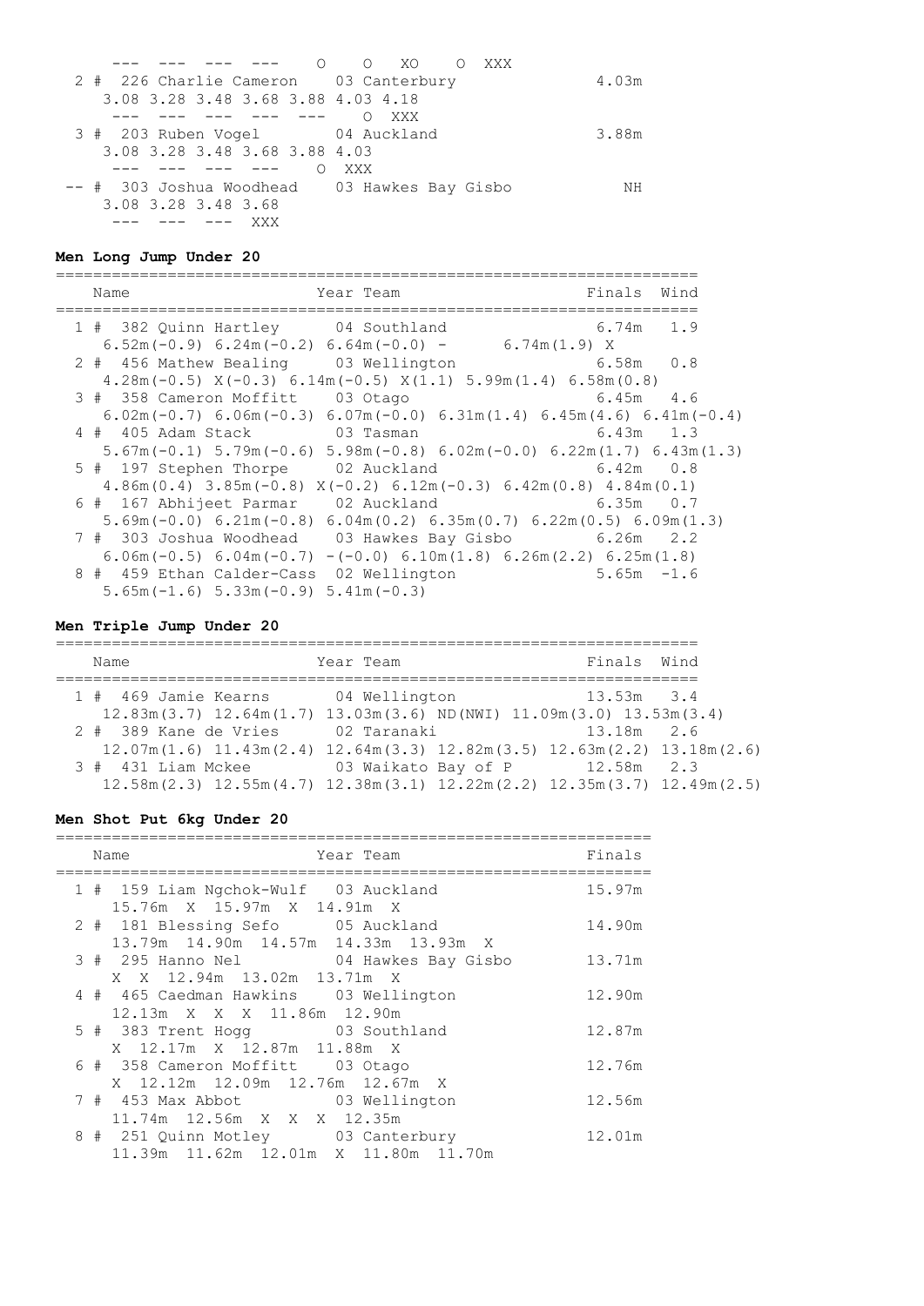```
     ---  ---  ---  ---    O    O   XO    O  XXX
  2 #  226 Charlie Cameron    03 Canterbury                4.03m
     3.08 3.28 3.48 3.68 3.88 4.03 4.18
     ---  ---  ---  ---  ---    O  XXX
  3 #  203 Ruben Vogel        04 Auckland                  3.88m
     3.08 3.28 3.48 3.68 3.88 4.03
     ---  ---  ---  ---    O  XXX
 -- #  303 Joshua Woodhead    03 Hawkes Bay Gisbo             NH
     3.08 3.28 3.48 3.68
     ---  ---  ---  XXX
```

**Men Long Jump Under 20**

```
=====================================================================
    Name                    Year Team                   Finals  Wind
=====================================================================
  1 #  382 Quinn Hartley      04 Southland               6.74m   1.9
     6.52m(-0.9) 6.24m(-0.2) 6.64m(-0.0)  -       6.74m(1.9) X
  2 #  456 Mathew Bealing     03 Wellington              6.58m   0.8
     4.28m(-0.5) X(-0.3) 6.14m(-0.5) X(1.1) 5.99m(1.4) 6.58m(0.8)
  3 #  358 Cameron Moffitt    03 Otago                   6.45m   4.6
     6.02m(-0.7) 6.06m(-0.3) 6.07m(-0.0) 6.31m(1.4) 6.45m(4.6) 6.41m(-0.4)
  4 #  405 Adam Stack         03 Tasman                  6.43m   1.3
     5.67m(-0.1) 5.79m(-0.6) 5.98m(-0.8) 6.02m(-0.0) 6.22m(1.7) 6.43m(1.3)
  5 #  197 Stephen Thorpe     02 Auckland                6.42m   0.8
     4.86m(0.4) 3.85m(-0.8) X(-0.2) 6.12m(-0.3) 6.42m(0.8) 4.84m(0.1)
  6 #  167 Abhijeet Parmar    02 Auckland                6.35m   0.7
     5.69m(-0.0) 6.21m(-0.8) 6.04m(0.2) 6.35m(0.7) 6.22m(0.5) 6.09m(1.3)
  7 #  303 Joshua Woodhead    03 Hawkes Bay Gisbo        6.26m   2.2
     6.06m(-0.5) 6.04m(-0.7) -(-0.0) 6.10m(1.8) 6.26m(2.2) 6.25m(1.8)
  8 #  459 Ethan Calder-Cass  02 Wellington              5.65m  -1.6
     5.65m(-1.6) 5.33m(-0.9) 5.41m(-0.3)
```

**Men Triple Jump Under 20**

```
=====================================================================
    Name                    Year Team                   Finals  Wind
=====================================================================
  1 #  469 Jamie Kearns       04 Wellington             13.53m   3.4
     12.83m(3.7) 12.64m(1.7) 13.03m(3.6) ND(NWI) 11.09m(3.0) 13.53m(3.4)
  2 #  389 Kane de Vries      02 Taranaki               13.18m   2.6
     12.07m(1.6) 11.43m(2.4) 12.64m(3.3) 12.82m(3.5) 12.63m(2.2) 13.18m(2.6)
  3 #  431 Liam Mckee         03 Waikato Bay of P       12.58m   2.3
     12.58m(2.3) 12.55m(4.7) 12.38m(3.1) 12.22m(2.2) 12.35m(3.7) 12.49m(2.5)
```

**Men Shot Put 6kg Under 20**

```
================================================================
    Name                    Year Team                     Finals
================================================================
  1 #  159 Liam Ngchok-Wulf   03 Auckland                 15.97m
     15.76m  X  15.97m  X  14.91m  X
  2 #  181 Blessing Sefo      05 Auckland                 14.90m
     13.79m  14.90m  14.57m  14.33m  13.93m  X
  3 #  295 Hanno Nel          04 Hawkes Bay Gisbo         13.71m
     X  X  12.94m  13.02m  13.71m  X
  4 #  465 Caedman Hawkins    03 Wellington               12.90m
     12.13m  X  X  X  11.86m  12.90m
  5 #  383 Trent Hogg         03 Southland                12.87m
     X  12.17m  X  12.87m  11.88m  X
  6 #  358 Cameron Moffitt    03 Otago                    12.76m
     X  12.12m  12.09m  12.76m  12.67m  X
  7 #  453 Max Abbot          03 Wellington               12.56m
     11.74m  12.56m  X  X  X  12.35m
  8 #  251 Quinn Motley       03 Canterbury               12.01m
     11.39m  11.62m  12.01m  X  11.80m  11.70m
```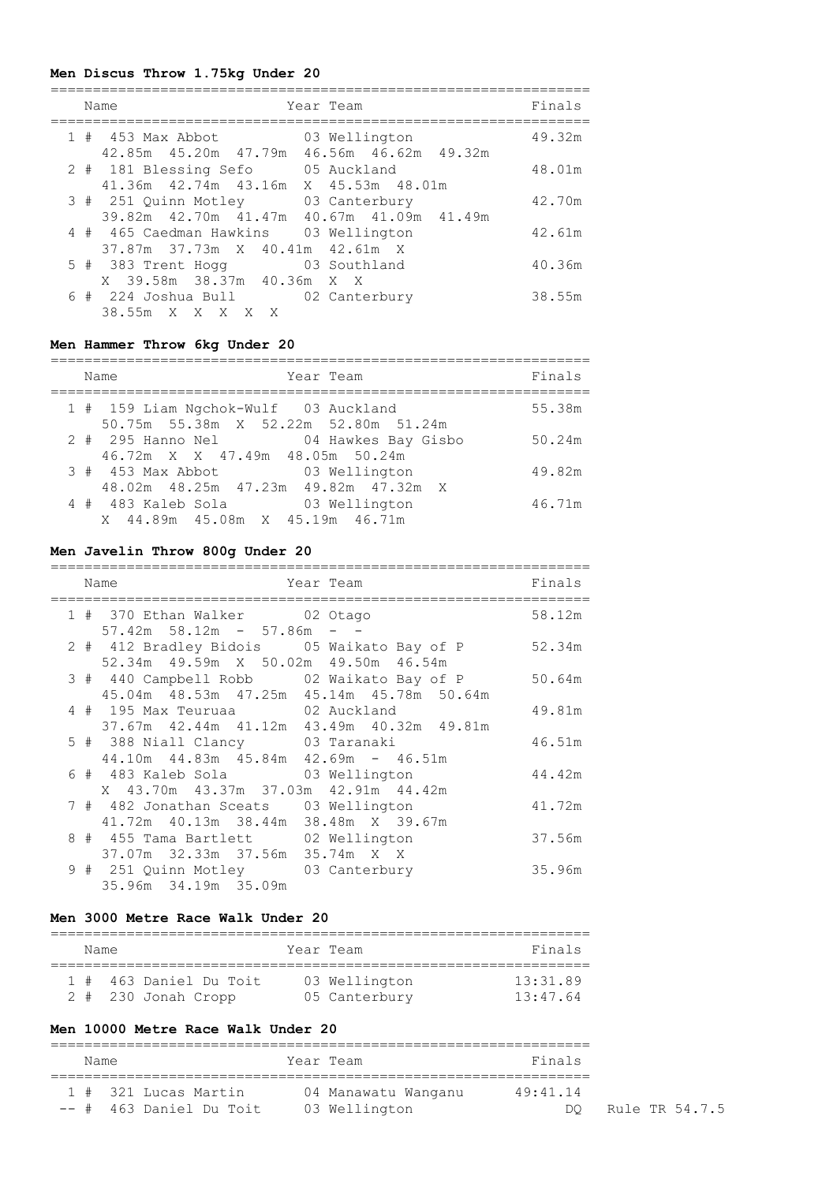### Men Discus Throw 1.75kg Under 20

| Place | Name | Year | Team | Finals |
|---|---|---|---|---|
| 1 # | 453 Max Abbot | 03 | Wellington | 49.32m |
| | 42.85m 45.20m 47.79m 46.56m 46.62m 49.32m | | | |
| 2 # | 181 Blessing Sefo | 05 | Auckland | 48.01m |
| | 41.36m 42.74m 43.16m X 45.53m 48.01m | | | |
| 3 # | 251 Quinn Motley | 03 | Canterbury | 42.70m |
| | 39.82m 42.70m 41.47m 40.67m 41.09m 41.49m | | | |
| 4 # | 465 Caedman Hawkins | 03 | Wellington | 42.61m |
| | 37.87m 37.73m X 40.41m 42.61m X | | | |
| 5 # | 383 Trent Hogg | 03 | Southland | 40.36m |
| | X 39.58m 38.37m 40.36m X X | | | |
| 6 # | 224 Joshua Bull | 02 | Canterbury | 38.55m |
| | 38.55m X X X X X | | | |

### Men Hammer Throw 6kg Under 20

| Place | Name | Year | Team | Finals |
|---|---|---|---|---|
| 1 # | 159 Liam Ngchok-Wulf | 03 | Auckland | 55.38m |
| | 50.75m 55.38m X 52.22m 52.80m 51.24m | | | |
| 2 # | 295 Hanno Nel | 04 | Hawkes Bay Gisbo | 50.24m |
| | 46.72m X X 47.49m 48.05m 50.24m | | | |
| 3 # | 453 Max Abbot | 03 | Wellington | 49.82m |
| | 48.02m 48.25m 47.23m 49.82m 47.32m X | | | |
| 4 # | 483 Kaleb Sola | 03 | Wellington | 46.71m |
| | X 44.89m 45.08m X 45.19m 46.71m | | | |

### Men Javelin Throw 800g Under 20

| Place | Name | Year | Team | Finals |
|---|---|---|---|---|
| 1 # | 370 Ethan Walker | 02 | Otago | 58.12m |
| | 57.42m 58.12m - 57.86m - - | | | |
| 2 # | 412 Bradley Bidois | 05 | Waikato Bay of P | 52.34m |
| | 52.34m 49.59m X 50.02m 49.50m 46.54m | | | |
| 3 # | 440 Campbell Robb | 02 | Waikato Bay of P | 50.64m |
| | 45.04m 48.53m 47.25m 45.14m 45.78m 50.64m | | | |
| 4 # | 195 Max Teuruaa | 02 | Auckland | 49.81m |
| | 37.67m 42.44m 41.12m 43.49m 40.32m 49.81m | | | |
| 5 # | 388 Niall Clancy | 03 | Taranaki | 46.51m |
| | 44.10m 44.83m 45.84m 42.69m - 46.51m | | | |
| 6 # | 483 Kaleb Sola | 03 | Wellington | 44.42m |
| | X 43.70m 43.37m 37.03m 42.91m 44.42m | | | |
| 7 # | 482 Jonathan Sceats | 03 | Wellington | 41.72m |
| | 41.72m 40.13m 38.44m 38.48m X 39.67m | | | |
| 8 # | 455 Tama Bartlett | 02 | Wellington | 37.56m |
| | 37.07m 32.33m 37.56m 35.74m X X | | | |
| 9 # | 251 Quinn Motley | 03 | Canterbury | 35.96m |
| | 35.96m 34.19m 35.09m | | | |

### Men 3000 Metre Race Walk Under 20

| Place | Name | Year | Team | Finals |
|---|---|---|---|---|
| 1 # | 463 Daniel Du Toit | 03 | Wellington | 13:31.89 |
| 2 # | 230 Jonah Cropp | 05 | Canterbury | 13:47.64 |

### Men 10000 Metre Race Walk Under 20

| Place | Name | Year | Team | Finals | |
|---|---|---|---|---|---|
| 1 # | 321 Lucas Martin | 04 | Manawatu Wanganu | 49:41.14 | |
| -- # | 463 Daniel Du Toit | 03 | Wellington | DQ | Rule TR 54.7.5 |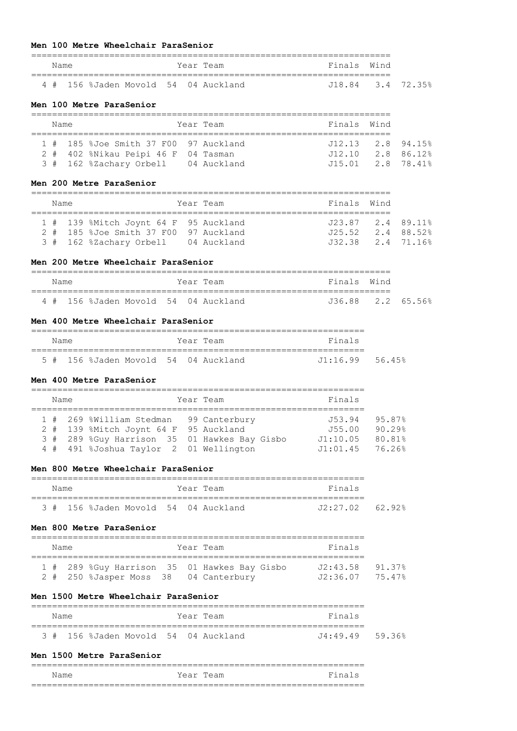**Men 100 Metre Wheelchair ParaSenior**

| | Name | Year | Team | Finals | Wind | |
|---|---|---|---|---|---|---|
| 4 # | 156 %Jaden Movold 54 | 04 | Auckland | J18.84 | 3.4 | 72.35% |

**Men 100 Metre ParaSenior**

| | Name | Year | Team | Finals | Wind | |
|---|---|---|---|---|---|---|
| 1 # | 185 %Joe Smith 37 F00 | 97 | Auckland | J12.13 | 2.8 | 94.15% |
| 2 # | 402 %Nikau Peipi 46 F | 04 | Tasman | J12.10 | 2.8 | 86.12% |
| 3 # | 162 %Zachary Orbell | 04 | Auckland | J15.01 | 2.8 | 78.41% |

**Men 200 Metre ParaSenior**

| | Name | Year | Team | Finals | Wind | |
|---|---|---|---|---|---|---|
| 1 # | 139 %Mitch Joynt 64 F | 95 | Auckland | J23.87 | 2.4 | 89.11% |
| 2 # | 185 %Joe Smith 37 F00 | 97 | Auckland | J25.52 | 2.4 | 88.52% |
| 3 # | 162 %Zachary Orbell | 04 | Auckland | J32.38 | 2.4 | 71.16% |

**Men 200 Metre Wheelchair ParaSenior**

| | Name | Year | Team | Finals | Wind | |
|---|---|---|---|---|---|---|
| 4 # | 156 %Jaden Movold 54 | 04 | Auckland | J36.88 | 2.2 | 65.56% |

**Men 400 Metre Wheelchair ParaSenior**

| | Name | Year | Team | Finals | |
|---|---|---|---|---|---|
| 5 # | 156 %Jaden Movold 54 | 04 | Auckland | J1:16.99 | 56.45% |

**Men 400 Metre ParaSenior**

| | Name | Year | Team | Finals | |
|---|---|---|---|---|---|
| 1 # | 269 %William Stedman | 99 | Canterbury | J53.94 | 95.87% |
| 2 # | 139 %Mitch Joynt 64 F | 95 | Auckland | J55.00 | 90.29% |
| 3 # | 289 %Guy Harrison 35 | 01 | Hawkes Bay Gisbo | J1:10.05 | 80.81% |
| 4 # | 491 %Joshua Taylor 2 | 01 | Wellington | J1:01.45 | 76.26% |

**Men 800 Metre Wheelchair ParaSenior**

| | Name | Year | Team | Finals | |
|---|---|---|---|---|---|
| 3 # | 156 %Jaden Movold 54 | 04 | Auckland | J2:27.02 | 62.92% |

**Men 800 Metre ParaSenior**

| | Name | Year | Team | Finals | |
|---|---|---|---|---|---|
| 1 # | 289 %Guy Harrison 35 | 01 | Hawkes Bay Gisbo | J2:43.58 | 91.37% |
| 2 # | 250 %Jasper Moss 38 | 04 | Canterbury | J2:36.07 | 75.47% |

**Men 1500 Metre Wheelchair ParaSenior**

| | Name | Year | Team | Finals | |
|---|---|---|---|---|---|
| 3 # | 156 %Jaden Movold 54 | 04 | Auckland | J4:49.49 | 59.36% |

**Men 1500 Metre ParaSenior**

| Name | Year | Team | Finals |
|---|---|---|---|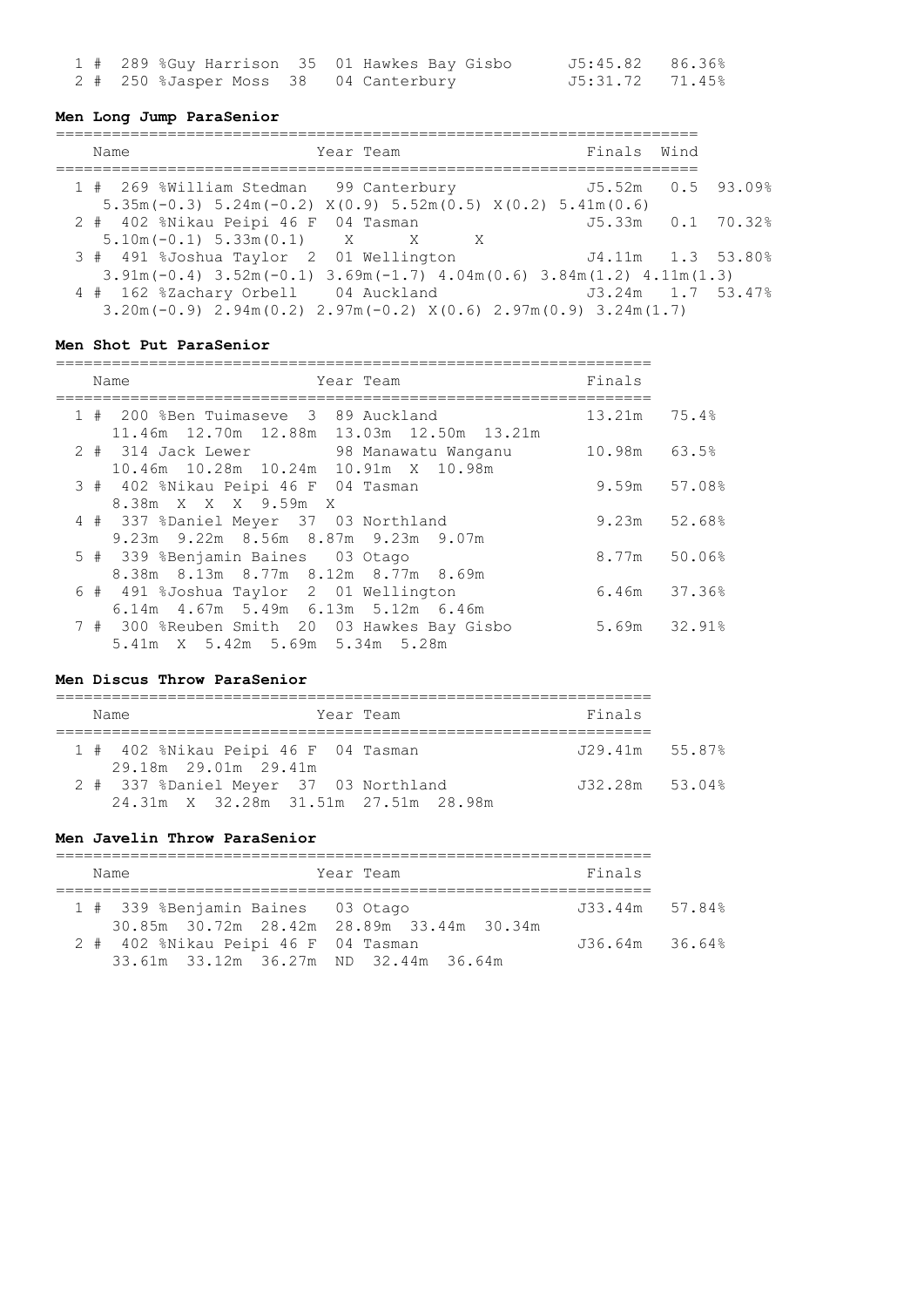```
  1 #  289 %Guy Harrison  35  01 Hawkes Bay Gisbo      J5:45.82   86.36%
  2 #  250 %Jasper Moss  38   04 Canterbury            J5:31.72   71.45%
```

**Men Long Jump ParaSenior**

```
=======================================================================
    Name                    Year Team                      Finals  Wind
=======================================================================
  1 #  269 %William Stedman   99 Canterbury             J5.52m   0.5  93.09%
     5.35m(-0.3) 5.24m(-0.2) X(0.9) 5.52m(0.5) X(0.2) 5.41m(0.6)
  2 #  402 %Nikau Peipi 46 F  04 Tasman                 J5.33m   0.1  70.32%
     5.10m(-0.1) 5.33m(0.1)    X      X      X
  3 #  491 %Joshua Taylor 2  01 Wellington              J4.11m   1.3  53.80%
     3.91m(-0.4) 3.52m(-0.1) 3.69m(-1.7) 4.04m(0.6) 3.84m(1.2) 4.11m(1.3)
  4 #  162 %Zachary Orbell    04 Auckland               J3.24m   1.7  53.47%
     3.20m(-0.9) 2.94m(0.2) 2.97m(-0.2) X(0.6) 2.97m(0.9) 3.24m(1.7)
```

**Men Shot Put ParaSenior**

```
=================================================================
    Name                    Year Team                      Finals
=================================================================
  1 #  200 %Ben Tuimaseve  3  89 Auckland                 13.21m   75.4%
     11.46m  12.70m  12.88m  13.03m  12.50m  13.21m
  2 #  314 Jack Lewer          98 Manawatu Wanganu        10.98m   63.5%
     10.46m  10.28m  10.24m  10.91m  X  10.98m
  3 #  402 %Nikau Peipi 46 F  04 Tasman                    9.59m   57.08%
     8.38m  X  X  X  9.59m  X
  4 #  337 %Daniel Meyer  37  03 Northland                 9.23m   52.68%
     9.23m  9.22m  8.56m  8.87m  9.23m  9.07m
  5 #  339 %Benjamin Baines  03 Otago                      8.77m   50.06%
     8.38m  8.13m  8.77m  8.12m  8.77m  8.69m
  6 #  491 %Joshua Taylor 2  01 Wellington                 6.46m   37.36%
     6.14m  4.67m  5.49m  6.13m  5.12m  6.46m
  7 #  300 %Reuben Smith  20  03 Hawkes Bay Gisbo         5.69m   32.91%
     5.41m  X  5.42m  5.69m  5.34m  5.28m
```

**Men Discus Throw ParaSenior**

```
=================================================================
    Name                    Year Team                      Finals
=================================================================
  1 #  402 %Nikau Peipi 46 F  04 Tasman                  J29.41m   55.87%
     29.18m  29.01m  29.41m
  2 #  337 %Daniel Meyer  37  03 Northland               J32.28m   53.04%
     24.31m  X  32.28m  31.51m  27.51m  28.98m
```

**Men Javelin Throw ParaSenior**

```
=================================================================
    Name                    Year Team                      Finals
=================================================================
  1 #  339 %Benjamin Baines  03 Otago                    J33.44m   57.84%
     30.85m  30.72m  28.42m  28.89m  33.44m  30.34m
  2 #  402 %Nikau Peipi 46 F  04 Tasman                  J36.64m   36.64%
     33.61m  33.12m  36.27m  ND  32.44m  36.64m
```